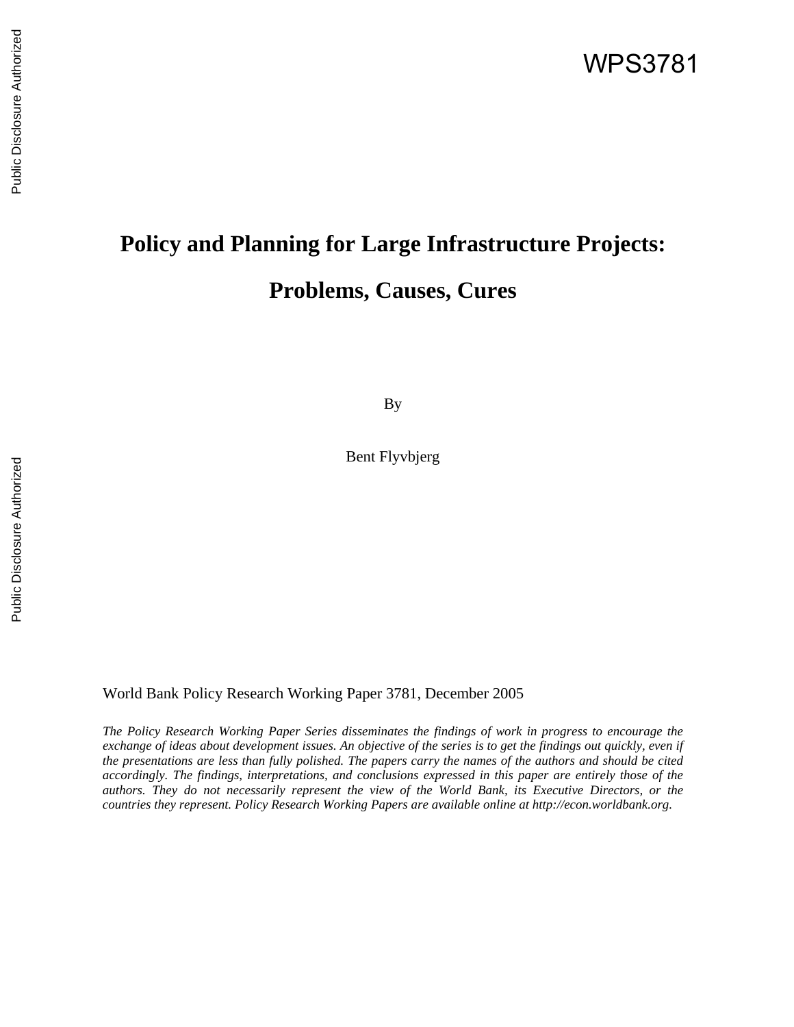WPS3781

# Policy and Planning for Large Infrastructure Projects:

# Problems, Causes, Cures

By

Bent Flyvbjerg

World Bank Policy Research Working Paper 3781, December 2005

*The Policy Research Working Paper Series disseminates the findings of work in progress to encourage the exchange of ideas about development issues. An objective of the series is to get the findings out quickly, even if the presentations are less than fully polished. The papers carry the names of the authors and should be cited accordingly. The findings, interpretations, and conclusions expressed in this paper are entirely those of the authors. They do not necessarily represent the view of the World Bank, its Executive Directors, or the countries they represent. Policy Research Working Papers are available online at http://econ.worldbank.org.*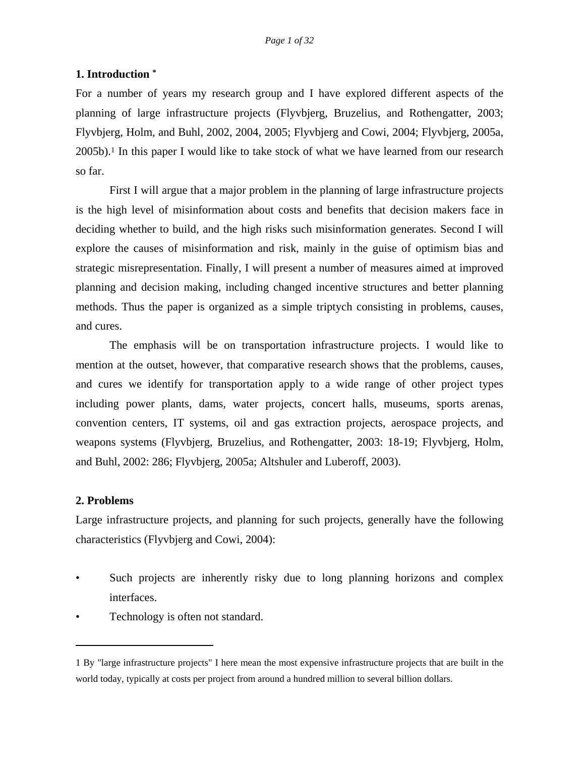## 1. Introduction *

For a number of years my research group and I have explored different aspects of the planning of large infrastructure projects (Flyvbjerg, Bruzelius, and Rothengatter, 2003; Flyvbjerg, Holm, and Buhl, 2002, 2004, 2005; Flyvbjerg and Cowi, 2004; Flyvbjerg, 2005a, 2005b).[1] In this paper I would like to take stock of what we have learned from our research so far.

First I will argue that a major problem in the planning of large infrastructure projects is the high level of misinformation about costs and benefits that decision makers face in deciding whether to build, and the high risks such misinformation generates. Second I will explore the causes of misinformation and risk, mainly in the guise of optimism bias and strategic misrepresentation. Finally, I will present a number of measures aimed at improved planning and decision making, including changed incentive structures and better planning methods. Thus the paper is organized as a simple triptych consisting in problems, causes, and cures.

The emphasis will be on transportation infrastructure projects. I would like to mention at the outset, however, that comparative research shows that the problems, causes, and cures we identify for transportation apply to a wide range of other project types including power plants, dams, water projects, concert halls, museums, sports arenas, convention centers, IT systems, oil and gas extraction projects, aerospace projects, and weapons systems (Flyvbjerg, Bruzelius, and Rothengatter, 2003: 18-19; Flyvbjerg, Holm, and Buhl, 2002: 286; Flyvbjerg, 2005a; Altshuler and Luberoff, 2003).

## 2. Problems

Large infrastructure projects, and planning for such projects, generally have the following characteristics (Flyvbjerg and Cowi, 2004):

- Such projects are inherently risky due to long planning horizons and complex interfaces.
- Technology is often not standard.

---

1 By "large infrastructure projects" I here mean the most expensive infrastructure projects that are built in the world today, typically at costs per project from around a hundred million to several billion dollars.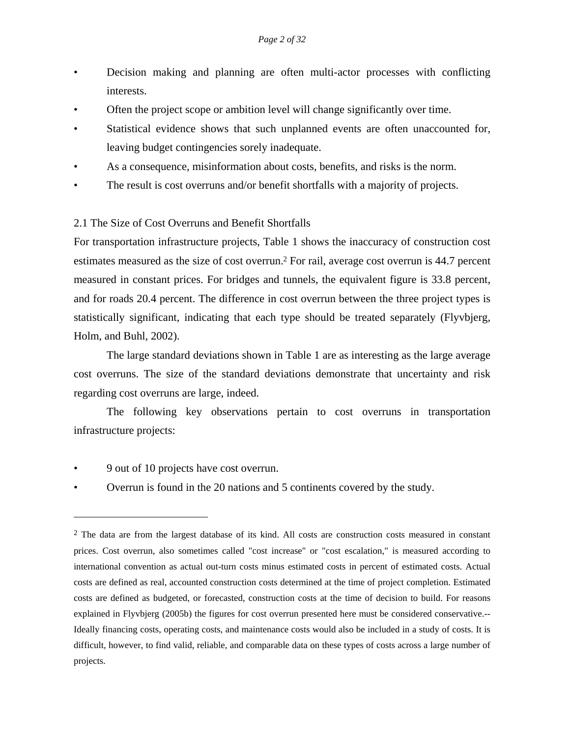- Decision making and planning are often multi-actor processes with conflicting interests.
- Often the project scope or ambition level will change significantly over time.
- Statistical evidence shows that such unplanned events are often unaccounted for, leaving budget contingencies sorely inadequate.
- As a consequence, misinformation about costs, benefits, and risks is the norm.
- The result is cost overruns and/or benefit shortfalls with a majority of projects.

## 2.1 The Size of Cost Overruns and Benefit Shortfalls

For transportation infrastructure projects, Table 1 shows the inaccuracy of construction cost estimates measured as the size of cost overrun.[2] For rail, average cost overrun is 44.7 percent measured in constant prices. For bridges and tunnels, the equivalent figure is 33.8 percent, and for roads 20.4 percent. The difference in cost overrun between the three project types is statistically significant, indicating that each type should be treated separately (Flyvbjerg, Holm, and Buhl, 2002).

The large standard deviations shown in Table 1 are as interesting as the large average cost overruns. The size of the standard deviations demonstrate that uncertainty and risk regarding cost overruns are large, indeed.

The following key observations pertain to cost overruns in transportation infrastructure projects:

- 9 out of 10 projects have cost overrun.
- Overrun is found in the 20 nations and 5 continents covered by the study.

---

[2] The data are from the largest database of its kind. All costs are construction costs measured in constant prices. Cost overrun, also sometimes called "cost increase" or "cost escalation," is measured according to international convention as actual out-turn costs minus estimated costs in percent of estimated costs. Actual costs are defined as real, accounted construction costs determined at the time of project completion. Estimated costs are defined as budgeted, or forecasted, construction costs at the time of decision to build. For reasons explained in Flyvbjerg (2005b) the figures for cost overrun presented here must be considered conservative.--Ideally financing costs, operating costs, and maintenance costs would also be included in a study of costs. It is difficult, however, to find valid, reliable, and comparable data on these types of costs across a large number of projects.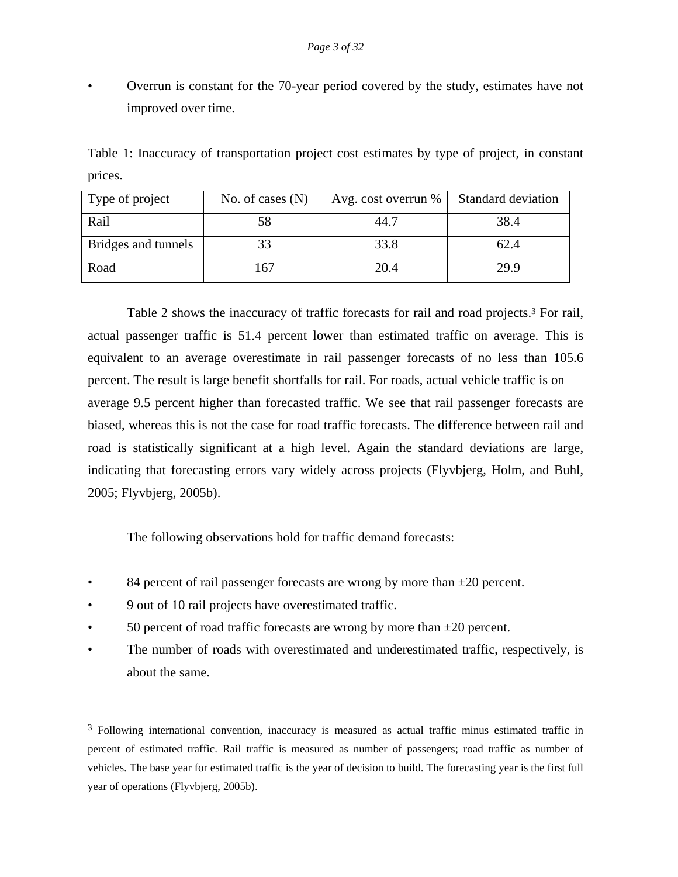- Overrun is constant for the 70-year period covered by the study, estimates have not improved over time.

Table 1: Inaccuracy of transportation project cost estimates by type of project, in constant prices.

| Type of project | No. of cases (N) | Avg. cost overrun % | Standard deviation |
| --- | --- | --- | --- |
| Rail | 58 | 44.7 | 38.4 |
| Bridges and tunnels | 33 | 33.8 | 62.4 |
| Road | 167 | 20.4 | 29.9 |

Table 2 shows the inaccuracy of traffic forecasts for rail and road projects.[3] For rail, actual passenger traffic is 51.4 percent lower than estimated traffic on average. This is equivalent to an average overestimate in rail passenger forecasts of no less than 105.6 percent. The result is large benefit shortfalls for rail. For roads, actual vehicle traffic is on average 9.5 percent higher than forecasted traffic. We see that rail passenger forecasts are biased, whereas this is not the case for road traffic forecasts. The difference between rail and road is statistically significant at a high level. Again the standard deviations are large, indicating that forecasting errors vary widely across projects (Flyvbjerg, Holm, and Buhl, 2005; Flyvbjerg, 2005b).

The following observations hold for traffic demand forecasts:

- 84 percent of rail passenger forecasts are wrong by more than ±20 percent.
- 9 out of 10 rail projects have overestimated traffic.
- 50 percent of road traffic forecasts are wrong by more than ±20 percent.
- The number of roads with overestimated and underestimated traffic, respectively, is about the same.

---

[3] Following international convention, inaccuracy is measured as actual traffic minus estimated traffic in percent of estimated traffic. Rail traffic is measured as number of passengers; road traffic as number of vehicles. The base year for estimated traffic is the year of decision to build. The forecasting year is the first full year of operations (Flyvbjerg, 2005b).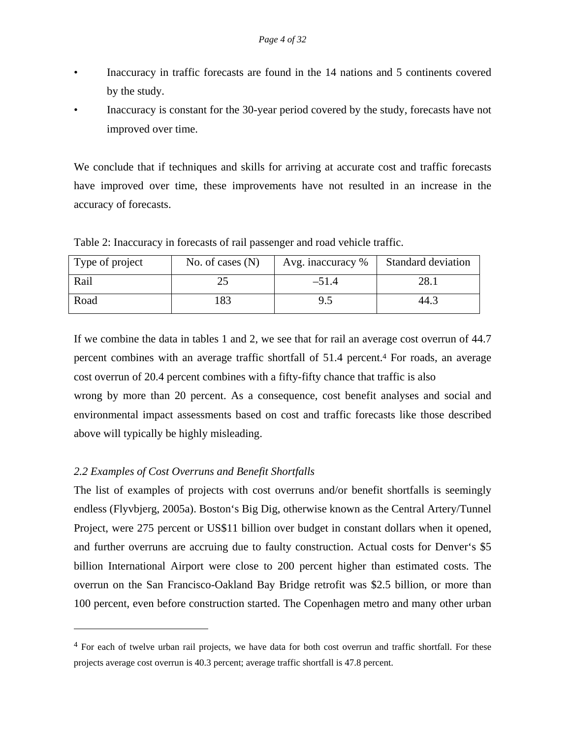- Inaccuracy in traffic forecasts are found in the 14 nations and 5 continents covered by the study.
- Inaccuracy is constant for the 30-year period covered by the study, forecasts have not improved over time.

We conclude that if techniques and skills for arriving at accurate cost and traffic forecasts have improved over time, these improvements have not resulted in an increase in the accuracy of forecasts.

Table 2: Inaccuracy in forecasts of rail passenger and road vehicle traffic.

| Type of project | No. of cases (N) | Avg. inaccuracy % | Standard deviation |
|---|---|---|---|
| Rail | 25 | –51.4 | 28.1 |
| Road | 183 | 9.5 | 44.3 |

If we combine the data in tables 1 and 2, we see that for rail an average cost overrun of 44.7 percent combines with an average traffic shortfall of 51.4 percent.[4] For roads, an average cost overrun of 20.4 percent combines with a fifty-fifty chance that traffic is also wrong by more than 20 percent. As a consequence, cost benefit analyses and social and environmental impact assessments based on cost and traffic forecasts like those described above will typically be highly misleading.

*2.2 Examples of Cost Overruns and Benefit Shortfalls*

The list of examples of projects with cost overruns and/or benefit shortfalls is seemingly endless (Flyvbjerg, 2005a). Boston's Big Dig, otherwise known as the Central Artery/Tunnel Project, were 275 percent or US$11 billion over budget in constant dollars when it opened, and further overruns are accruing due to faulty construction. Actual costs for Denver's $5 billion International Airport were close to 200 percent higher than estimated costs. The overrun on the San Francisco-Oakland Bay Bridge retrofit was $2.5 billion, or more than 100 percent, even before construction started. The Copenhagen metro and many other urban

---

[4] For each of twelve urban rail projects, we have data for both cost overrun and traffic shortfall. For these projects average cost overrun is 40.3 percent; average traffic shortfall is 47.8 percent.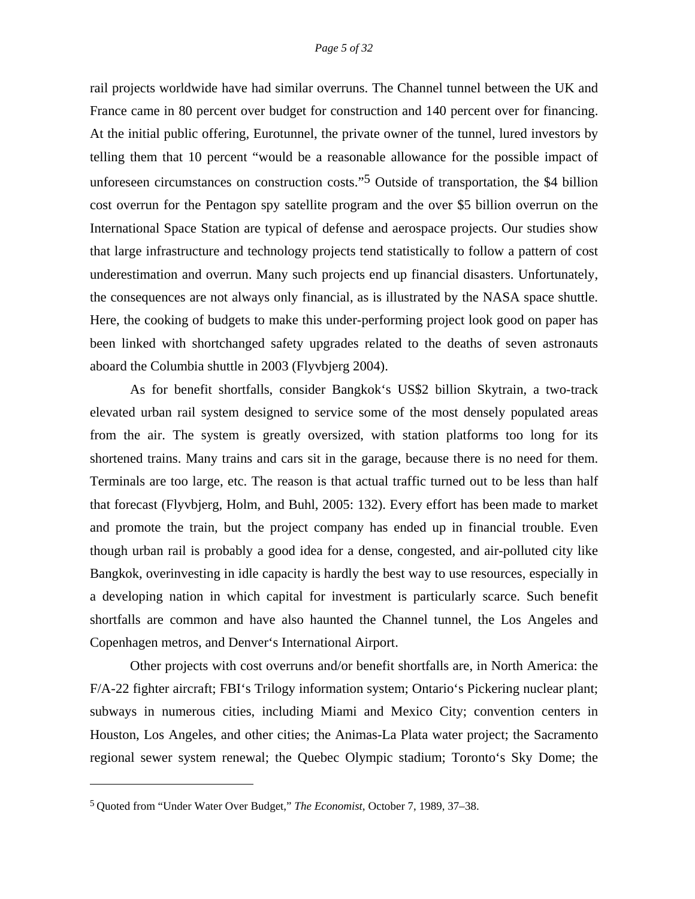rail projects worldwide have had similar overruns. The Channel tunnel between the UK and France came in 80 percent over budget for construction and 140 percent over for financing. At the initial public offering, Eurotunnel, the private owner of the tunnel, lured investors by telling them that 10 percent "would be a reasonable allowance for the possible impact of unforeseen circumstances on construction costs."[5] Outside of transportation, the $4 billion cost overrun for the Pentagon spy satellite program and the over $5 billion overrun on the International Space Station are typical of defense and aerospace projects. Our studies show that large infrastructure and technology projects tend statistically to follow a pattern of cost underestimation and overrun. Many such projects end up financial disasters. Unfortunately, the consequences are not always only financial, as is illustrated by the NASA space shuttle. Here, the cooking of budgets to make this under-performing project look good on paper has been linked with shortchanged safety upgrades related to the deaths of seven astronauts aboard the Columbia shuttle in 2003 (Flyvbjerg 2004).

As for benefit shortfalls, consider Bangkok's US$2 billion Skytrain, a two-track elevated urban rail system designed to service some of the most densely populated areas from the air. The system is greatly oversized, with station platforms too long for its shortened trains. Many trains and cars sit in the garage, because there is no need for them. Terminals are too large, etc. The reason is that actual traffic turned out to be less than half that forecast (Flyvbjerg, Holm, and Buhl, 2005: 132). Every effort has been made to market and promote the train, but the project company has ended up in financial trouble. Even though urban rail is probably a good idea for a dense, congested, and air-polluted city like Bangkok, overinvesting in idle capacity is hardly the best way to use resources, especially in a developing nation in which capital for investment is particularly scarce. Such benefit shortfalls are common and have also haunted the Channel tunnel, the Los Angeles and Copenhagen metros, and Denver's International Airport.

Other projects with cost overruns and/or benefit shortfalls are, in North America: the F/A-22 fighter aircraft; FBI's Trilogy information system; Ontario's Pickering nuclear plant; subways in numerous cities, including Miami and Mexico City; convention centers in Houston, Los Angeles, and other cities; the Animas-La Plata water project; the Sacramento regional sewer system renewal; the Quebec Olympic stadium; Toronto's Sky Dome; the

---

[5] Quoted from "Under Water Over Budget," *The Economist*, October 7, 1989, 37–38.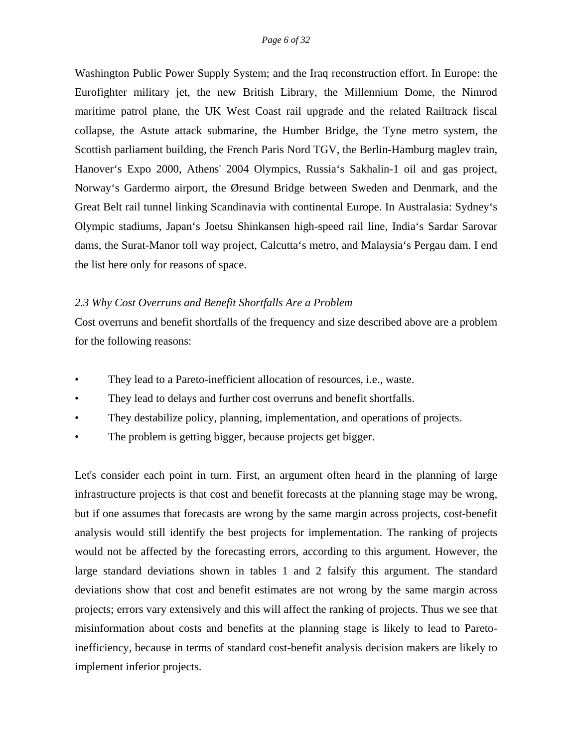Washington Public Power Supply System; and the Iraq reconstruction effort. In Europe: the Eurofighter military jet, the new British Library, the Millennium Dome, the Nimrod maritime patrol plane, the UK West Coast rail upgrade and the related Railtrack fiscal collapse, the Astute attack submarine, the Humber Bridge, the Tyne metro system, the Scottish parliament building, the French Paris Nord TGV, the Berlin-Hamburg maglev train, Hanover's Expo 2000, Athens' 2004 Olympics, Russia's Sakhalin-1 oil and gas project, Norway's Gardermo airport, the Øresund Bridge between Sweden and Denmark, and the Great Belt rail tunnel linking Scandinavia with continental Europe. In Australasia: Sydney's Olympic stadiums, Japan's Joetsu Shinkansen high-speed rail line, India's Sardar Sarovar dams, the Surat-Manor toll way project, Calcutta's metro, and Malaysia's Pergau dam. I end the list here only for reasons of space.

### *2.3 Why Cost Overruns and Benefit Shortfalls Are a Problem*

Cost overruns and benefit shortfalls of the frequency and size described above are a problem for the following reasons:

- They lead to a Pareto-inefficient allocation of resources, i.e., waste.
- They lead to delays and further cost overruns and benefit shortfalls.
- They destabilize policy, planning, implementation, and operations of projects.
- The problem is getting bigger, because projects get bigger.

Let's consider each point in turn. First, an argument often heard in the planning of large infrastructure projects is that cost and benefit forecasts at the planning stage may be wrong, but if one assumes that forecasts are wrong by the same margin across projects, cost-benefit analysis would still identify the best projects for implementation. The ranking of projects would not be affected by the forecasting errors, according to this argument. However, the large standard deviations shown in tables 1 and 2 falsify this argument. The standard deviations show that cost and benefit estimates are not wrong by the same margin across projects; errors vary extensively and this will affect the ranking of projects. Thus we see that misinformation about costs and benefits at the planning stage is likely to lead to Pareto-inefficiency, because in terms of standard cost-benefit analysis decision makers are likely to implement inferior projects.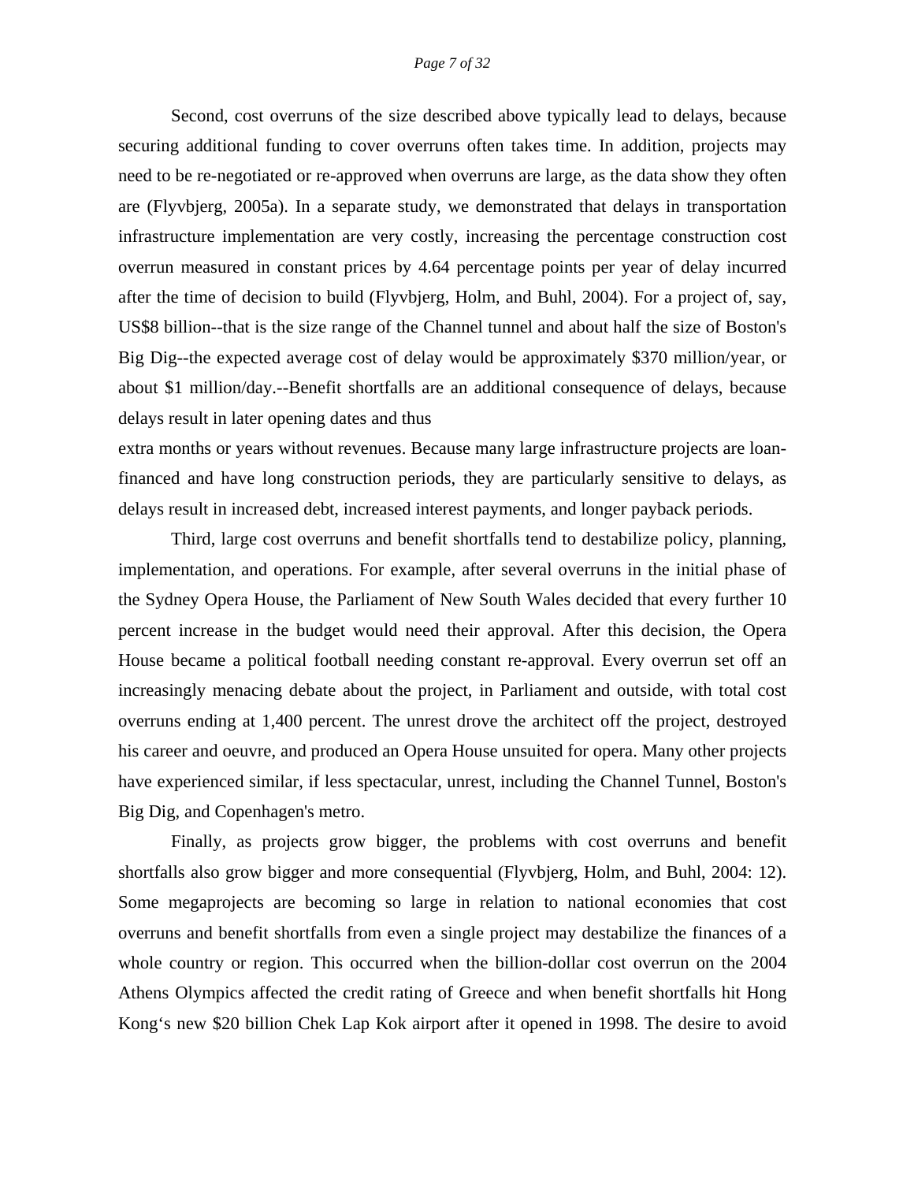Second, cost overruns of the size described above typically lead to delays, because securing additional funding to cover overruns often takes time. In addition, projects may need to be re-negotiated or re-approved when overruns are large, as the data show they often are (Flyvbjerg, 2005a). In a separate study, we demonstrated that delays in transportation infrastructure implementation are very costly, increasing the percentage construction cost overrun measured in constant prices by 4.64 percentage points per year of delay incurred after the time of decision to build (Flyvbjerg, Holm, and Buhl, 2004). For a project of, say, US$8 billion--that is the size range of the Channel tunnel and about half the size of Boston's Big Dig--the expected average cost of delay would be approximately $370 million/year, or about $1 million/day.--Benefit shortfalls are an additional consequence of delays, because delays result in later opening dates and thus extra months or years without revenues. Because many large infrastructure projects are loan-financed and have long construction periods, they are particularly sensitive to delays, as delays result in increased debt, increased interest payments, and longer payback periods.

Third, large cost overruns and benefit shortfalls tend to destabilize policy, planning, implementation, and operations. For example, after several overruns in the initial phase of the Sydney Opera House, the Parliament of New South Wales decided that every further 10 percent increase in the budget would need their approval. After this decision, the Opera House became a political football needing constant re-approval. Every overrun set off an increasingly menacing debate about the project, in Parliament and outside, with total cost overruns ending at 1,400 percent. The unrest drove the architect off the project, destroyed his career and oeuvre, and produced an Opera House unsuited for opera. Many other projects have experienced similar, if less spectacular, unrest, including the Channel Tunnel, Boston's Big Dig, and Copenhagen's metro.

Finally, as projects grow bigger, the problems with cost overruns and benefit shortfalls also grow bigger and more consequential (Flyvbjerg, Holm, and Buhl, 2004: 12). Some megaprojects are becoming so large in relation to national economies that cost overruns and benefit shortfalls from even a single project may destabilize the finances of a whole country or region. This occurred when the billion-dollar cost overrun on the 2004 Athens Olympics affected the credit rating of Greece and when benefit shortfalls hit Hong Kong‘s new $20 billion Chek Lap Kok airport after it opened in 1998. The desire to avoid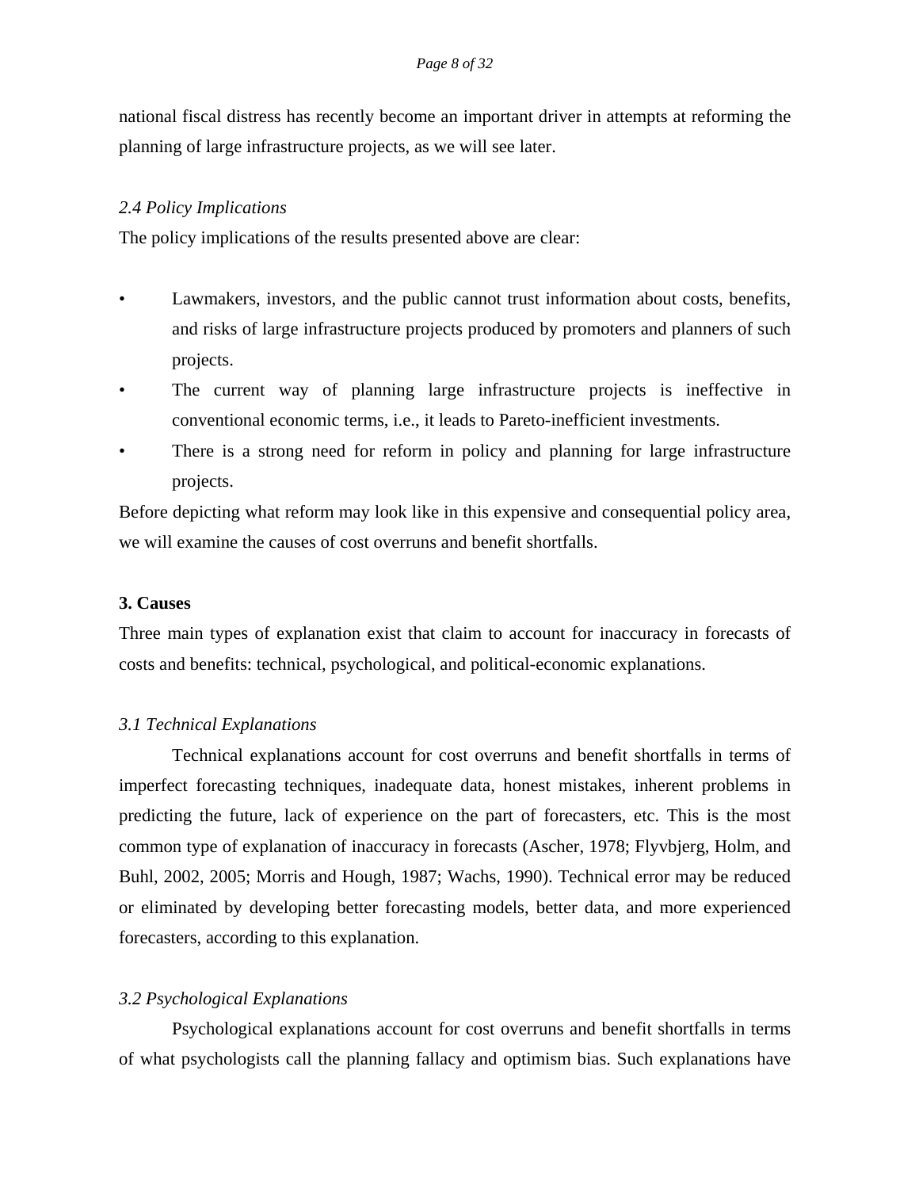national fiscal distress has recently become an important driver in attempts at reforming the planning of large infrastructure projects, as we will see later.

### *2.4 Policy Implications*

The policy implications of the results presented above are clear:

- Lawmakers, investors, and the public cannot trust information about costs, benefits, and risks of large infrastructure projects produced by promoters and planners of such projects.
- The current way of planning large infrastructure projects is ineffective in conventional economic terms, i.e., it leads to Pareto-inefficient investments.
- There is a strong need for reform in policy and planning for large infrastructure projects.

Before depicting what reform may look like in this expensive and consequential policy area, we will examine the causes of cost overruns and benefit shortfalls.

## **3. Causes**

Three main types of explanation exist that claim to account for inaccuracy in forecasts of costs and benefits: technical, psychological, and political-economic explanations.

### *3.1 Technical Explanations*

Technical explanations account for cost overruns and benefit shortfalls in terms of imperfect forecasting techniques, inadequate data, honest mistakes, inherent problems in predicting the future, lack of experience on the part of forecasters, etc. This is the most common type of explanation of inaccuracy in forecasts (Ascher, 1978; Flyvbjerg, Holm, and Buhl, 2002, 2005; Morris and Hough, 1987; Wachs, 1990). Technical error may be reduced or eliminated by developing better forecasting models, better data, and more experienced forecasters, according to this explanation.

### *3.2 Psychological Explanations*

Psychological explanations account for cost overruns and benefit shortfalls in terms of what psychologists call the planning fallacy and optimism bias. Such explanations have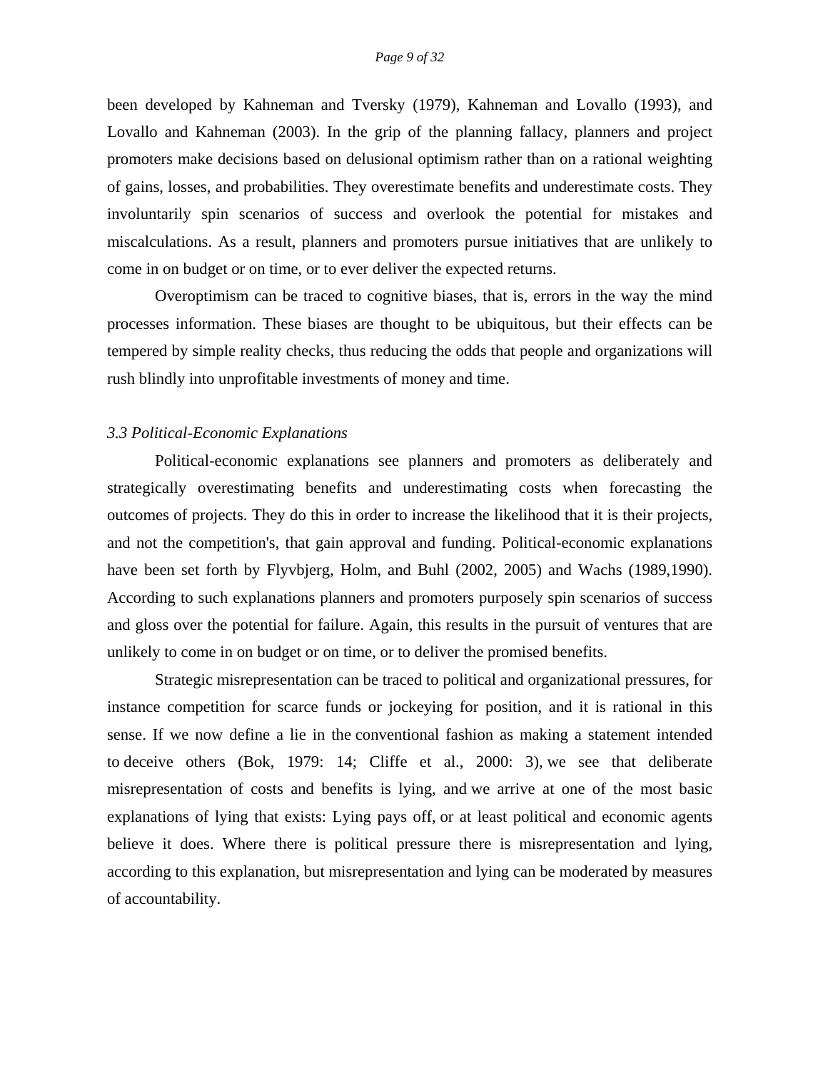been developed by Kahneman and Tversky (1979), Kahneman and Lovallo (1993), and Lovallo and Kahneman (2003). In the grip of the planning fallacy, planners and project promoters make decisions based on delusional optimism rather than on a rational weighting of gains, losses, and probabilities. They overestimate benefits and underestimate costs. They involuntarily spin scenarios of success and overlook the potential for mistakes and miscalculations. As a result, planners and promoters pursue initiatives that are unlikely to come in on budget or on time, or to ever deliver the expected returns.

Overoptimism can be traced to cognitive biases, that is, errors in the way the mind processes information. These biases are thought to be ubiquitous, but their effects can be tempered by simple reality checks, thus reducing the odds that people and organizations will rush blindly into unprofitable investments of money and time.

### *3.3 Political-Economic Explanations*

Political-economic explanations see planners and promoters as deliberately and strategically overestimating benefits and underestimating costs when forecasting the outcomes of projects. They do this in order to increase the likelihood that it is their projects, and not the competition's, that gain approval and funding. Political-economic explanations have been set forth by Flyvbjerg, Holm, and Buhl (2002, 2005) and Wachs (1989,1990). According to such explanations planners and promoters purposely spin scenarios of success and gloss over the potential for failure. Again, this results in the pursuit of ventures that are unlikely to come in on budget or on time, or to deliver the promised benefits.

Strategic misrepresentation can be traced to political and organizational pressures, for instance competition for scarce funds or jockeying for position, and it is rational in this sense. If we now define a lie in the conventional fashion as making a statement intended to deceive others (Bok, 1979: 14; Cliffe et al., 2000: 3), we see that deliberate misrepresentation of costs and benefits is lying, and we arrive at one of the most basic explanations of lying that exists: Lying pays off, or at least political and economic agents believe it does. Where there is political pressure there is misrepresentation and lying, according to this explanation, but misrepresentation and lying can be moderated by measures of accountability.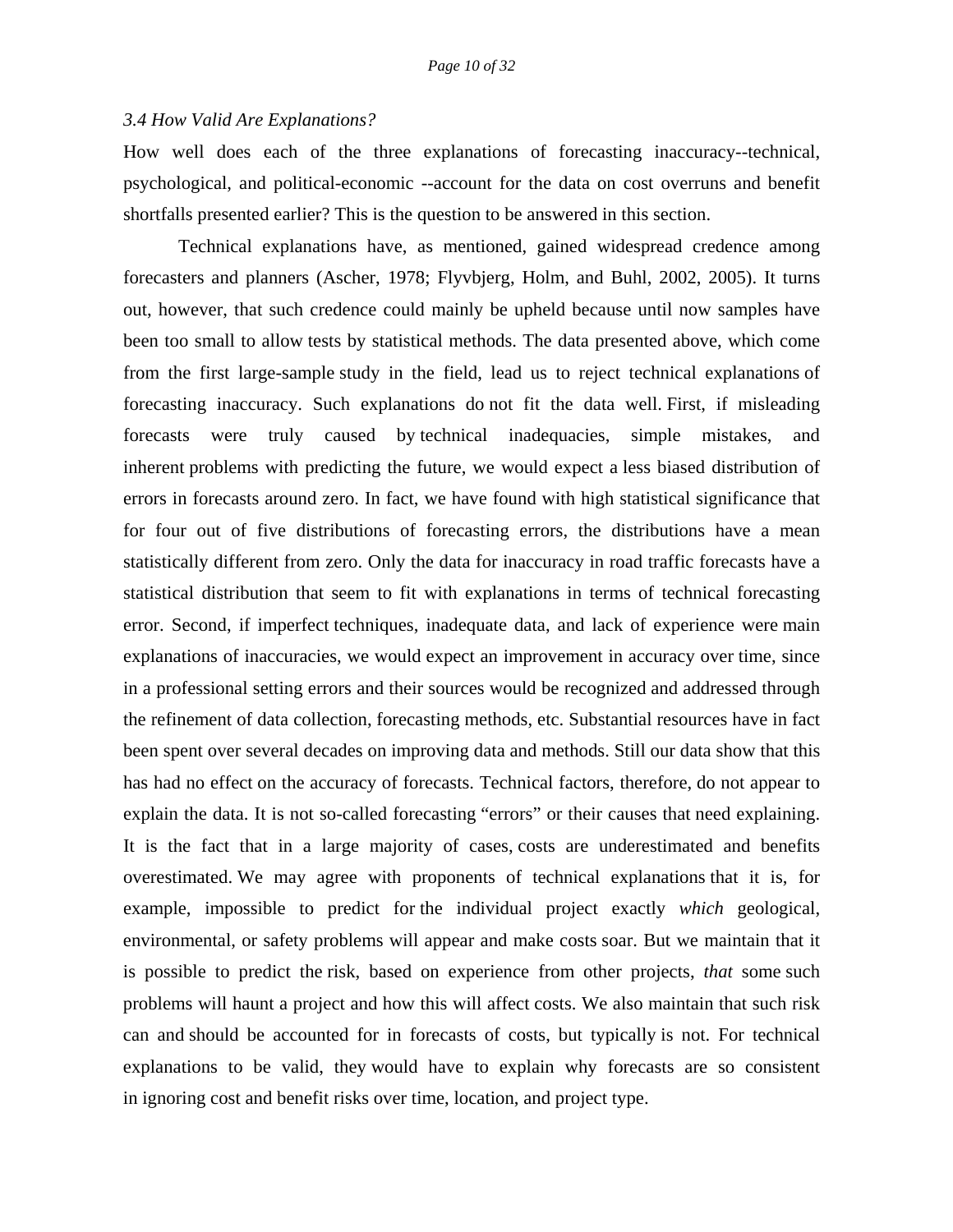### *3.4 How Valid Are Explanations?*

How well does each of the three explanations of forecasting inaccuracy--technical, psychological, and political-economic --account for the data on cost overruns and benefit shortfalls presented earlier? This is the question to be answered in this section.

Technical explanations have, as mentioned, gained widespread credence among forecasters and planners (Ascher, 1978; Flyvbjerg, Holm, and Buhl, 2002, 2005). It turns out, however, that such credence could mainly be upheld because until now samples have been too small to allow tests by statistical methods. The data presented above, which come from the first large-sample study in the field, lead us to reject technical explanations of forecasting inaccuracy. Such explanations do not fit the data well. First, if misleading forecasts were truly caused by technical inadequacies, simple mistakes, and inherent problems with predicting the future, we would expect a less biased distribution of errors in forecasts around zero. In fact, we have found with high statistical significance that for four out of five distributions of forecasting errors, the distributions have a mean statistically different from zero. Only the data for inaccuracy in road traffic forecasts have a statistical distribution that seem to fit with explanations in terms of technical forecasting error. Second, if imperfect techniques, inadequate data, and lack of experience were main explanations of inaccuracies, we would expect an improvement in accuracy over time, since in a professional setting errors and their sources would be recognized and addressed through the refinement of data collection, forecasting methods, etc. Substantial resources have in fact been spent over several decades on improving data and methods. Still our data show that this has had no effect on the accuracy of forecasts. Technical factors, therefore, do not appear to explain the data. It is not so-called forecasting "errors" or their causes that need explaining. It is the fact that in a large majority of cases, costs are underestimated and benefits overestimated. We may agree with proponents of technical explanations that it is, for example, impossible to predict for the individual project exactly *which* geological, environmental, or safety problems will appear and make costs soar. But we maintain that it is possible to predict the risk, based on experience from other projects, *that* some such problems will haunt a project and how this will affect costs. We also maintain that such risk can and should be accounted for in forecasts of costs, but typically is not. For technical explanations to be valid, they would have to explain why forecasts are so consistent in ignoring cost and benefit risks over time, location, and project type.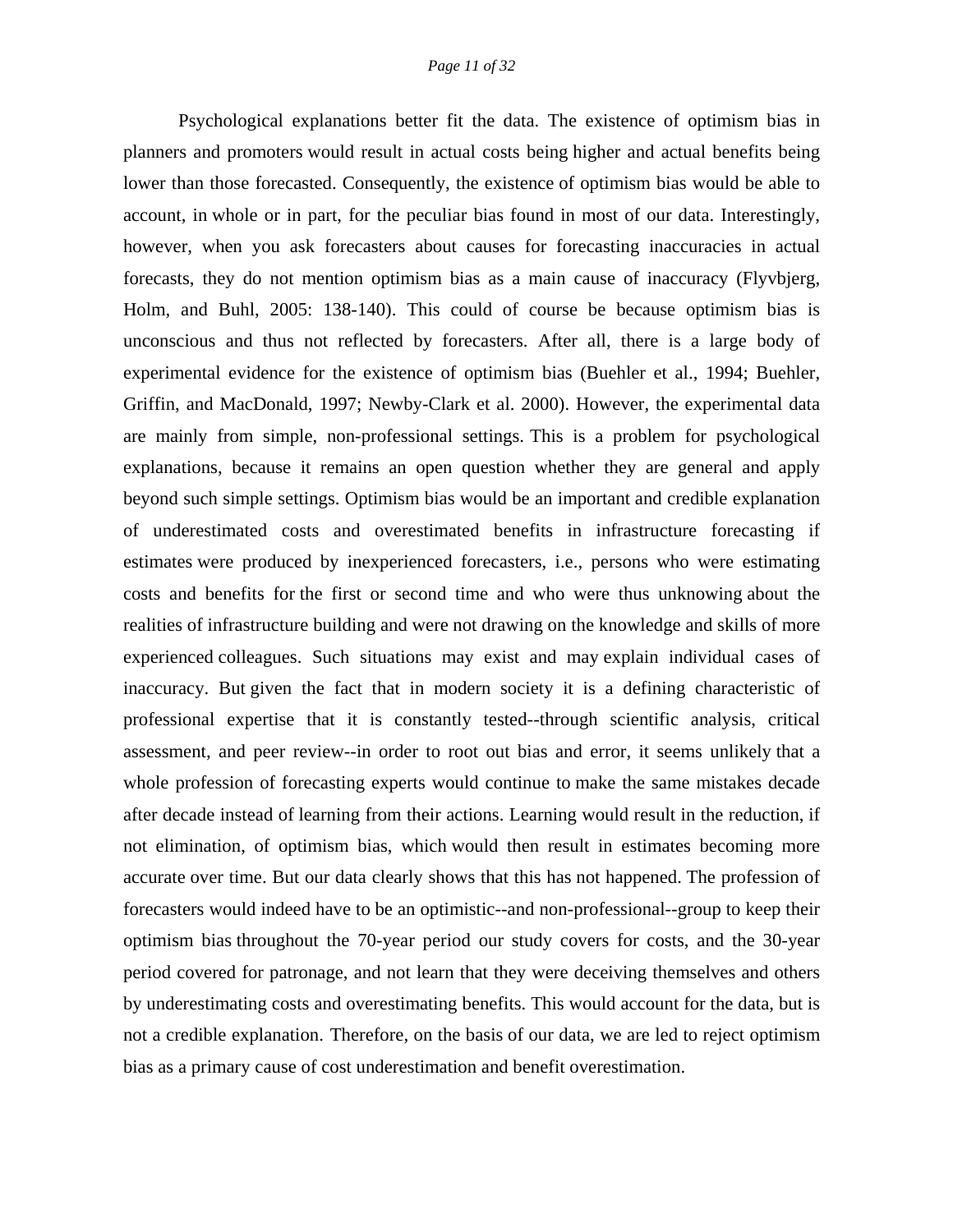Psychological explanations better fit the data. The existence of optimism bias in planners and promoters would result in actual costs being higher and actual benefits being lower than those forecasted. Consequently, the existence of optimism bias would be able to account, in whole or in part, for the peculiar bias found in most of our data. Interestingly, however, when you ask forecasters about causes for forecasting inaccuracies in actual forecasts, they do not mention optimism bias as a main cause of inaccuracy (Flyvbjerg, Holm, and Buhl, 2005: 138-140). This could of course be because optimism bias is unconscious and thus not reflected by forecasters. After all, there is a large body of experimental evidence for the existence of optimism bias (Buehler et al., 1994; Buehler, Griffin, and MacDonald, 1997; Newby-Clark et al. 2000). However, the experimental data are mainly from simple, non-professional settings. This is a problem for psychological explanations, because it remains an open question whether they are general and apply beyond such simple settings. Optimism bias would be an important and credible explanation of underestimated costs and overestimated benefits in infrastructure forecasting if estimates were produced by inexperienced forecasters, i.e., persons who were estimating costs and benefits for the first or second time and who were thus unknowing about the realities of infrastructure building and were not drawing on the knowledge and skills of more experienced colleagues. Such situations may exist and may explain individual cases of inaccuracy. But given the fact that in modern society it is a defining characteristic of professional expertise that it is constantly tested--through scientific analysis, critical assessment, and peer review--in order to root out bias and error, it seems unlikely that a whole profession of forecasting experts would continue to make the same mistakes decade after decade instead of learning from their actions. Learning would result in the reduction, if not elimination, of optimism bias, which would then result in estimates becoming more accurate over time. But our data clearly shows that this has not happened. The profession of forecasters would indeed have to be an optimistic--and non-professional--group to keep their optimism bias throughout the 70-year period our study covers for costs, and the 30-year period covered for patronage, and not learn that they were deceiving themselves and others by underestimating costs and overestimating benefits. This would account for the data, but is not a credible explanation. Therefore, on the basis of our data, we are led to reject optimism bias as a primary cause of cost underestimation and benefit overestimation.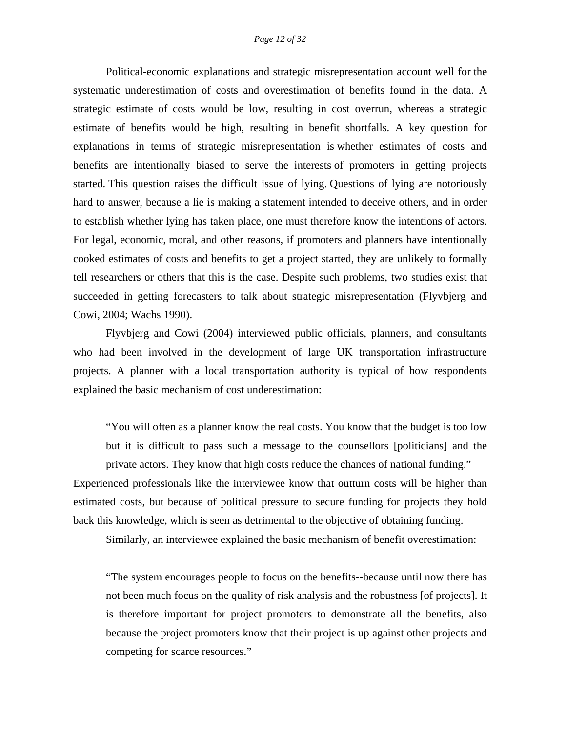Political-economic explanations and strategic misrepresentation account well for the systematic underestimation of costs and overestimation of benefits found in the data. A strategic estimate of costs would be low, resulting in cost overrun, whereas a strategic estimate of benefits would be high, resulting in benefit shortfalls. A key question for explanations in terms of strategic misrepresentation is whether estimates of costs and benefits are intentionally biased to serve the interests of promoters in getting projects started. This question raises the difficult issue of lying. Questions of lying are notoriously hard to answer, because a lie is making a statement intended to deceive others, and in order to establish whether lying has taken place, one must therefore know the intentions of actors. For legal, economic, moral, and other reasons, if promoters and planners have intentionally cooked estimates of costs and benefits to get a project started, they are unlikely to formally tell researchers or others that this is the case. Despite such problems, two studies exist that succeeded in getting forecasters to talk about strategic misrepresentation (Flyvbjerg and Cowi, 2004; Wachs 1990).

Flyvbjerg and Cowi (2004) interviewed public officials, planners, and consultants who had been involved in the development of large UK transportation infrastructure projects. A planner with a local transportation authority is typical of how respondents explained the basic mechanism of cost underestimation:

> "You will often as a planner know the real costs. You know that the budget is too low but it is difficult to pass such a message to the counsellors [politicians] and the private actors. They know that high costs reduce the chances of national funding."

Experienced professionals like the interviewee know that outturn costs will be higher than estimated costs, but because of political pressure to secure funding for projects they hold back this knowledge, which is seen as detrimental to the objective of obtaining funding.

Similarly, an interviewee explained the basic mechanism of benefit overestimation:

> "The system encourages people to focus on the benefits--because until now there has not been much focus on the quality of risk analysis and the robustness [of projects]. It is therefore important for project promoters to demonstrate all the benefits, also because the project promoters know that their project is up against other projects and competing for scarce resources."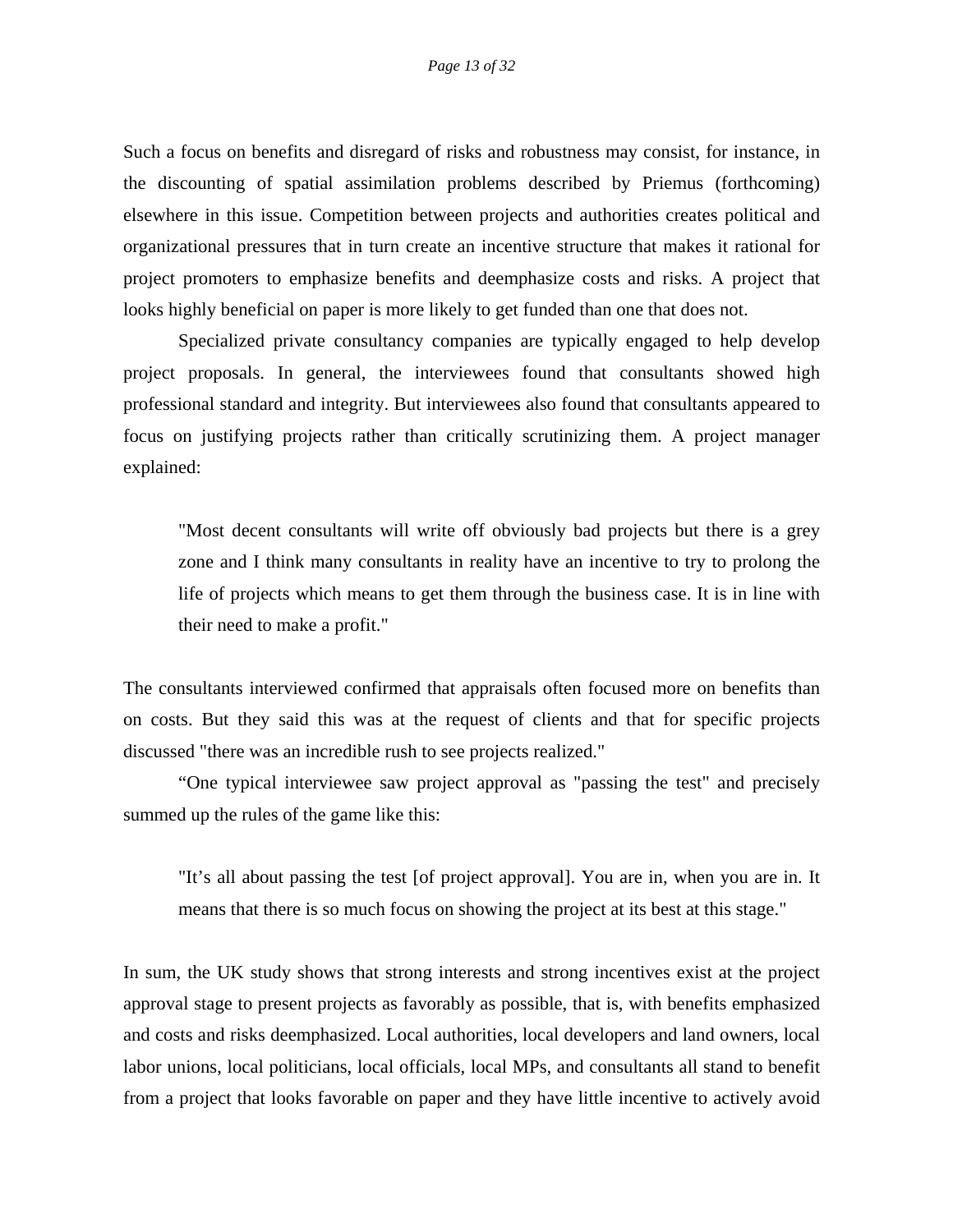Such a focus on benefits and disregard of risks and robustness may consist, for instance, in the discounting of spatial assimilation problems described by Priemus (forthcoming) elsewhere in this issue. Competition between projects and authorities creates political and organizational pressures that in turn create an incentive structure that makes it rational for project promoters to emphasize benefits and deemphasize costs and risks. A project that looks highly beneficial on paper is more likely to get funded than one that does not.

Specialized private consultancy companies are typically engaged to help develop project proposals. In general, the interviewees found that consultants showed high professional standard and integrity. But interviewees also found that consultants appeared to focus on justifying projects rather than critically scrutinizing them. A project manager explained:

> "Most decent consultants will write off obviously bad projects but there is a grey zone and I think many consultants in reality have an incentive to try to prolong the life of projects which means to get them through the business case. It is in line with their need to make a profit."

The consultants interviewed confirmed that appraisals often focused more on benefits than on costs. But they said this was at the request of clients and that for specific projects discussed "there was an incredible rush to see projects realized."

“One typical interviewee saw project approval as "passing the test" and precisely summed up the rules of the game like this:

> "It’s all about passing the test [of project approval]. You are in, when you are in. It means that there is so much focus on showing the project at its best at this stage."

In sum, the UK study shows that strong interests and strong incentives exist at the project approval stage to present projects as favorably as possible, that is, with benefits emphasized and costs and risks deemphasized. Local authorities, local developers and land owners, local labor unions, local politicians, local officials, local MPs, and consultants all stand to benefit from a project that looks favorable on paper and they have little incentive to actively avoid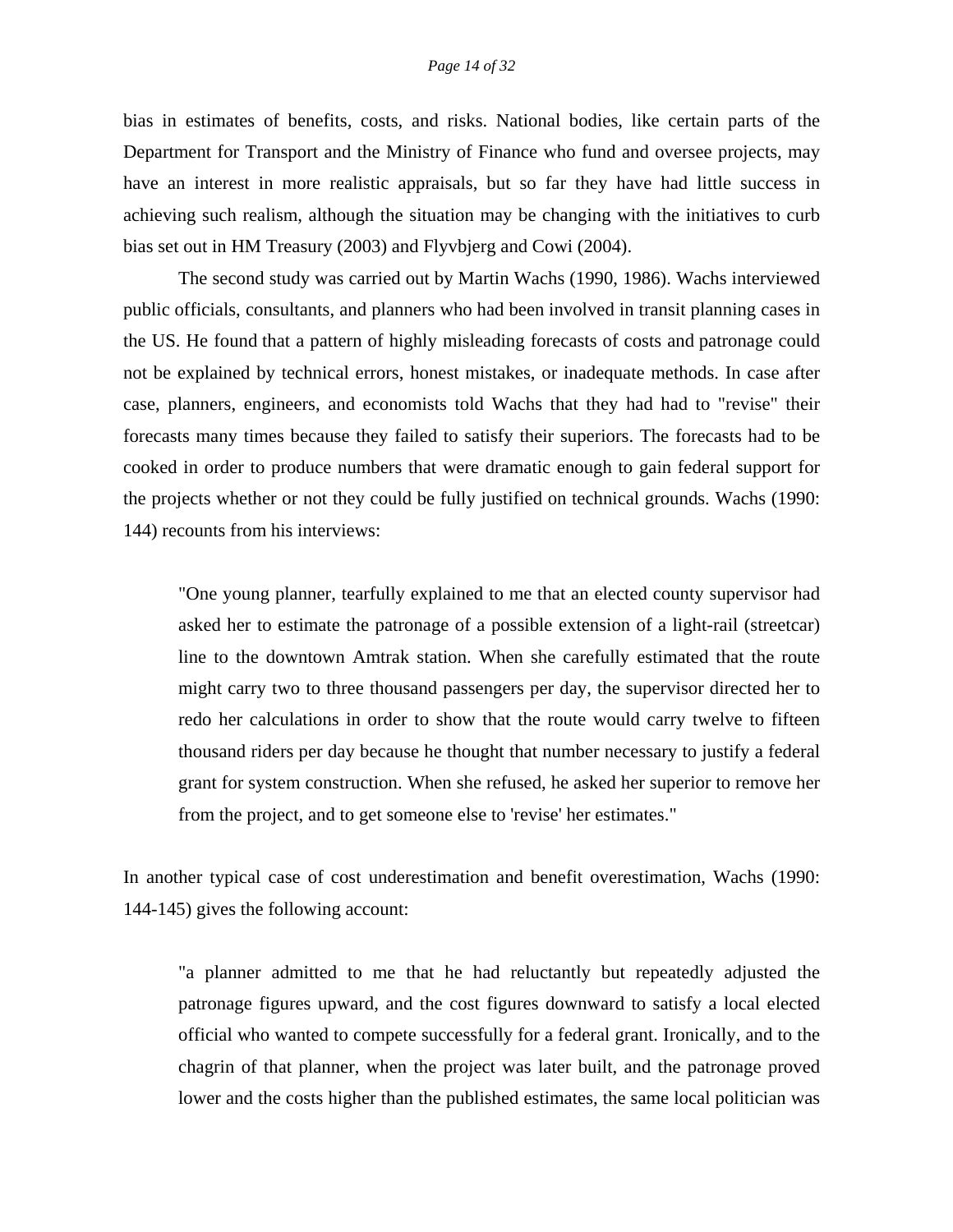bias in estimates of benefits, costs, and risks. National bodies, like certain parts of the Department for Transport and the Ministry of Finance who fund and oversee projects, may have an interest in more realistic appraisals, but so far they have had little success in achieving such realism, although the situation may be changing with the initiatives to curb bias set out in HM Treasury (2003) and Flyvbjerg and Cowi (2004).

The second study was carried out by Martin Wachs (1990, 1986). Wachs interviewed public officials, consultants, and planners who had been involved in transit planning cases in the US. He found that a pattern of highly misleading forecasts of costs and patronage could not be explained by technical errors, honest mistakes, or inadequate methods. In case after case, planners, engineers, and economists told Wachs that they had had to "revise" their forecasts many times because they failed to satisfy their superiors. The forecasts had to be cooked in order to produce numbers that were dramatic enough to gain federal support for the projects whether or not they could be fully justified on technical grounds. Wachs (1990: 144) recounts from his interviews:

> "One young planner, tearfully explained to me that an elected county supervisor had asked her to estimate the patronage of a possible extension of a light-rail (streetcar) line to the downtown Amtrak station. When she carefully estimated that the route might carry two to three thousand passengers per day, the supervisor directed her to redo her calculations in order to show that the route would carry twelve to fifteen thousand riders per day because he thought that number necessary to justify a federal grant for system construction. When she refused, he asked her superior to remove her from the project, and to get someone else to 'revise' her estimates."

In another typical case of cost underestimation and benefit overestimation, Wachs (1990: 144-145) gives the following account:

> "a planner admitted to me that he had reluctantly but repeatedly adjusted the patronage figures upward, and the cost figures downward to satisfy a local elected official who wanted to compete successfully for a federal grant. Ironically, and to the chagrin of that planner, when the project was later built, and the patronage proved lower and the costs higher than the published estimates, the same local politician was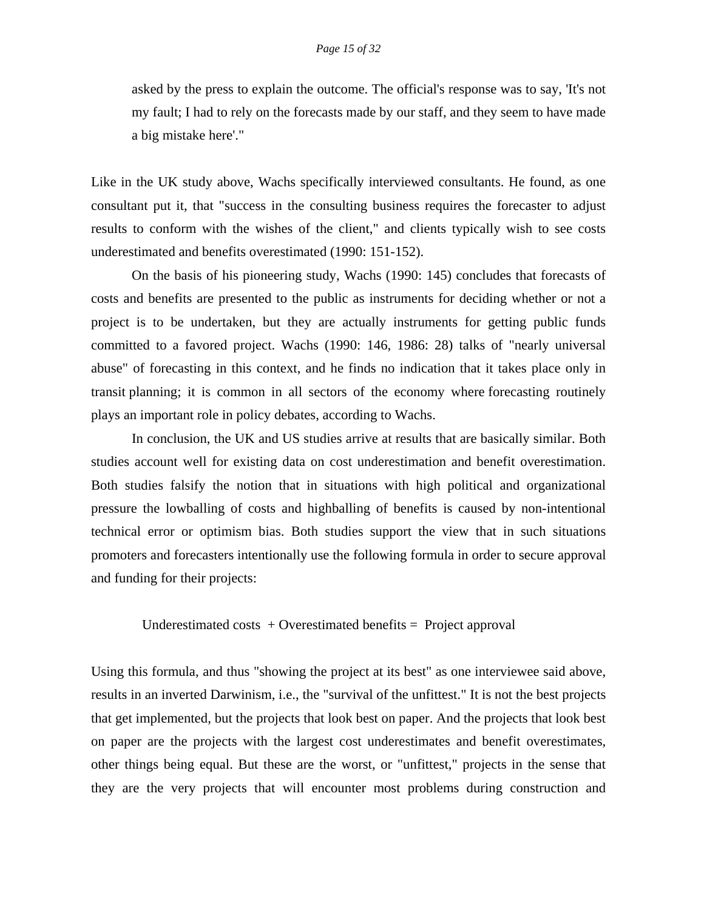> asked by the press to explain the outcome. The official's response was to say, 'It's not my fault; I had to rely on the forecasts made by our staff, and they seem to have made a big mistake here'."

Like in the UK study above, Wachs specifically interviewed consultants. He found, as one consultant put it, that "success in the consulting business requires the forecaster to adjust results to conform with the wishes of the client," and clients typically wish to see costs underestimated and benefits overestimated (1990: 151-152).

On the basis of his pioneering study, Wachs (1990: 145) concludes that forecasts of costs and benefits are presented to the public as instruments for deciding whether or not a project is to be undertaken, but they are actually instruments for getting public funds committed to a favored project. Wachs (1990: 146, 1986: 28) talks of "nearly universal abuse" of forecasting in this context, and he finds no indication that it takes place only in transit planning; it is common in all sectors of the economy where forecasting routinely plays an important role in policy debates, according to Wachs.

In conclusion, the UK and US studies arrive at results that are basically similar. Both studies account well for existing data on cost underestimation and benefit overestimation. Both studies falsify the notion that in situations with high political and organizational pressure the lowballing of costs and highballing of benefits is caused by non-intentional technical error or optimism bias. Both studies support the view that in such situations promoters and forecasters intentionally use the following formula in order to secure approval and funding for their projects:

Underestimated costs + Overestimated benefits = Project approval

Using this formula, and thus "showing the project at its best" as one interviewee said above, results in an inverted Darwinism, i.e., the "survival of the unfittest." It is not the best projects that get implemented, but the projects that look best on paper. And the projects that look best on paper are the projects with the largest cost underestimates and benefit overestimates, other things being equal. But these are the worst, or "unfittest," projects in the sense that they are the very projects that will encounter most problems during construction and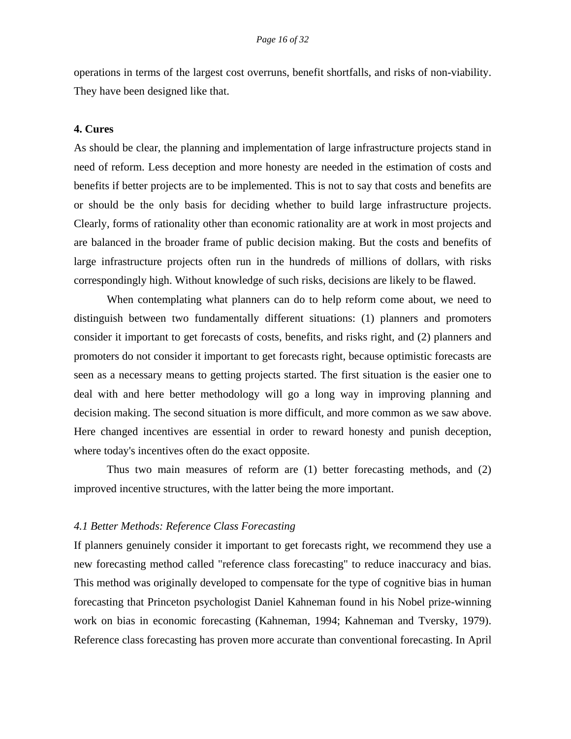operations in terms of the largest cost overruns, benefit shortfalls, and risks of non-viability. They have been designed like that.

## 4. Cures

As should be clear, the planning and implementation of large infrastructure projects stand in need of reform. Less deception and more honesty are needed in the estimation of costs and benefits if better projects are to be implemented. This is not to say that costs and benefits are or should be the only basis for deciding whether to build large infrastructure projects. Clearly, forms of rationality other than economic rationality are at work in most projects and are balanced in the broader frame of public decision making. But the costs and benefits of large infrastructure projects often run in the hundreds of millions of dollars, with risks correspondingly high. Without knowledge of such risks, decisions are likely to be flawed.

When contemplating what planners can do to help reform come about, we need to distinguish between two fundamentally different situations: (1) planners and promoters consider it important to get forecasts of costs, benefits, and risks right, and (2) planners and promoters do not consider it important to get forecasts right, because optimistic forecasts are seen as a necessary means to getting projects started. The first situation is the easier one to deal with and here better methodology will go a long way in improving planning and decision making. The second situation is more difficult, and more common as we saw above. Here changed incentives are essential in order to reward honesty and punish deception, where today's incentives often do the exact opposite.

Thus two main measures of reform are (1) better forecasting methods, and (2) improved incentive structures, with the latter being the more important.

### *4.1 Better Methods: Reference Class Forecasting*

If planners genuinely consider it important to get forecasts right, we recommend they use a new forecasting method called "reference class forecasting" to reduce inaccuracy and bias. This method was originally developed to compensate for the type of cognitive bias in human forecasting that Princeton psychologist Daniel Kahneman found in his Nobel prize-winning work on bias in economic forecasting (Kahneman, 1994; Kahneman and Tversky, 1979). Reference class forecasting has proven more accurate than conventional forecasting. In April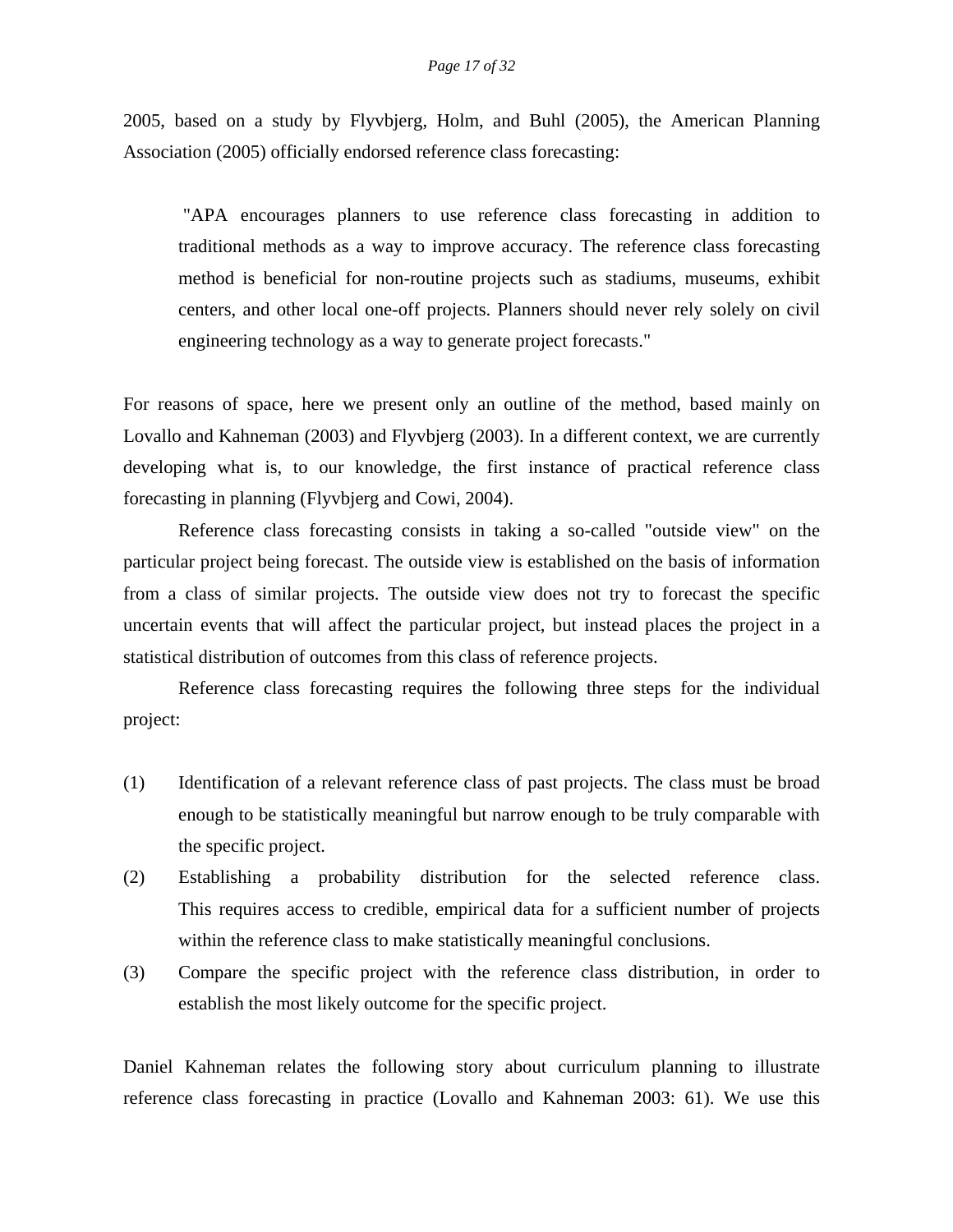2005, based on a study by Flyvbjerg, Holm, and Buhl (2005), the American Planning Association (2005) officially endorsed reference class forecasting:

> "APA encourages planners to use reference class forecasting in addition to traditional methods as a way to improve accuracy. The reference class forecasting method is beneficial for non-routine projects such as stadiums, museums, exhibit centers, and other local one-off projects. Planners should never rely solely on civil engineering technology as a way to generate project forecasts."

For reasons of space, here we present only an outline of the method, based mainly on Lovallo and Kahneman (2003) and Flyvbjerg (2003). In a different context, we are currently developing what is, to our knowledge, the first instance of practical reference class forecasting in planning (Flyvbjerg and Cowi, 2004).

Reference class forecasting consists in taking a so-called "outside view" on the particular project being forecast. The outside view is established on the basis of information from a class of similar projects. The outside view does not try to forecast the specific uncertain events that will affect the particular project, but instead places the project in a statistical distribution of outcomes from this class of reference projects.

Reference class forecasting requires the following three steps for the individual project:

(1) Identification of a relevant reference class of past projects. The class must be broad enough to be statistically meaningful but narrow enough to be truly comparable with the specific project.

(2) Establishing a probability distribution for the selected reference class. This requires access to credible, empirical data for a sufficient number of projects within the reference class to make statistically meaningful conclusions.

(3) Compare the specific project with the reference class distribution, in order to establish the most likely outcome for the specific project.

Daniel Kahneman relates the following story about curriculum planning to illustrate reference class forecasting in practice (Lovallo and Kahneman 2003: 61). We use this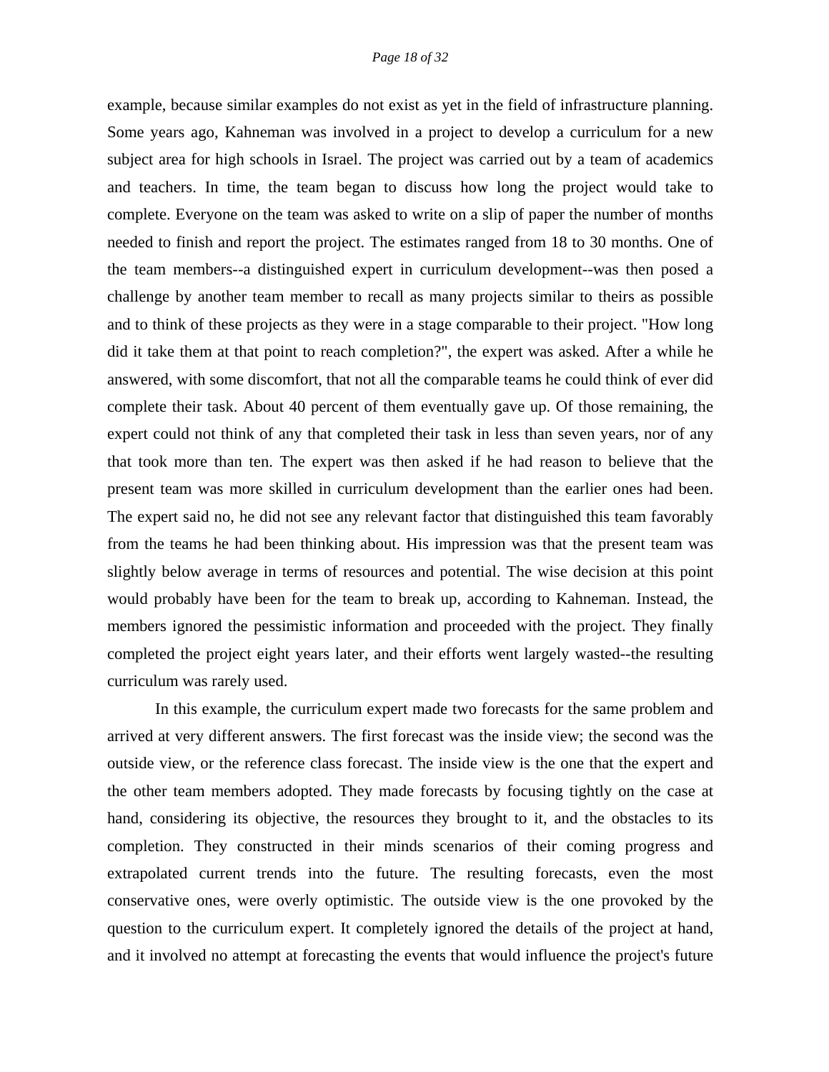example, because similar examples do not exist as yet in the field of infrastructure planning. Some years ago, Kahneman was involved in a project to develop a curriculum for a new subject area for high schools in Israel. The project was carried out by a team of academics and teachers. In time, the team began to discuss how long the project would take to complete. Everyone on the team was asked to write on a slip of paper the number of months needed to finish and report the project. The estimates ranged from 18 to 30 months. One of the team members--a distinguished expert in curriculum development--was then posed a challenge by another team member to recall as many projects similar to theirs as possible and to think of these projects as they were in a stage comparable to their project. "How long did it take them at that point to reach completion?", the expert was asked. After a while he answered, with some discomfort, that not all the comparable teams he could think of ever did complete their task. About 40 percent of them eventually gave up. Of those remaining, the expert could not think of any that completed their task in less than seven years, nor of any that took more than ten. The expert was then asked if he had reason to believe that the present team was more skilled in curriculum development than the earlier ones had been. The expert said no, he did not see any relevant factor that distinguished this team favorably from the teams he had been thinking about. His impression was that the present team was slightly below average in terms of resources and potential. The wise decision at this point would probably have been for the team to break up, according to Kahneman. Instead, the members ignored the pessimistic information and proceeded with the project. They finally completed the project eight years later, and their efforts went largely wasted--the resulting curriculum was rarely used.

In this example, the curriculum expert made two forecasts for the same problem and arrived at very different answers. The first forecast was the inside view; the second was the outside view, or the reference class forecast. The inside view is the one that the expert and the other team members adopted. They made forecasts by focusing tightly on the case at hand, considering its objective, the resources they brought to it, and the obstacles to its completion. They constructed in their minds scenarios of their coming progress and extrapolated current trends into the future. The resulting forecasts, even the most conservative ones, were overly optimistic. The outside view is the one provoked by the question to the curriculum expert. It completely ignored the details of the project at hand, and it involved no attempt at forecasting the events that would influence the project's future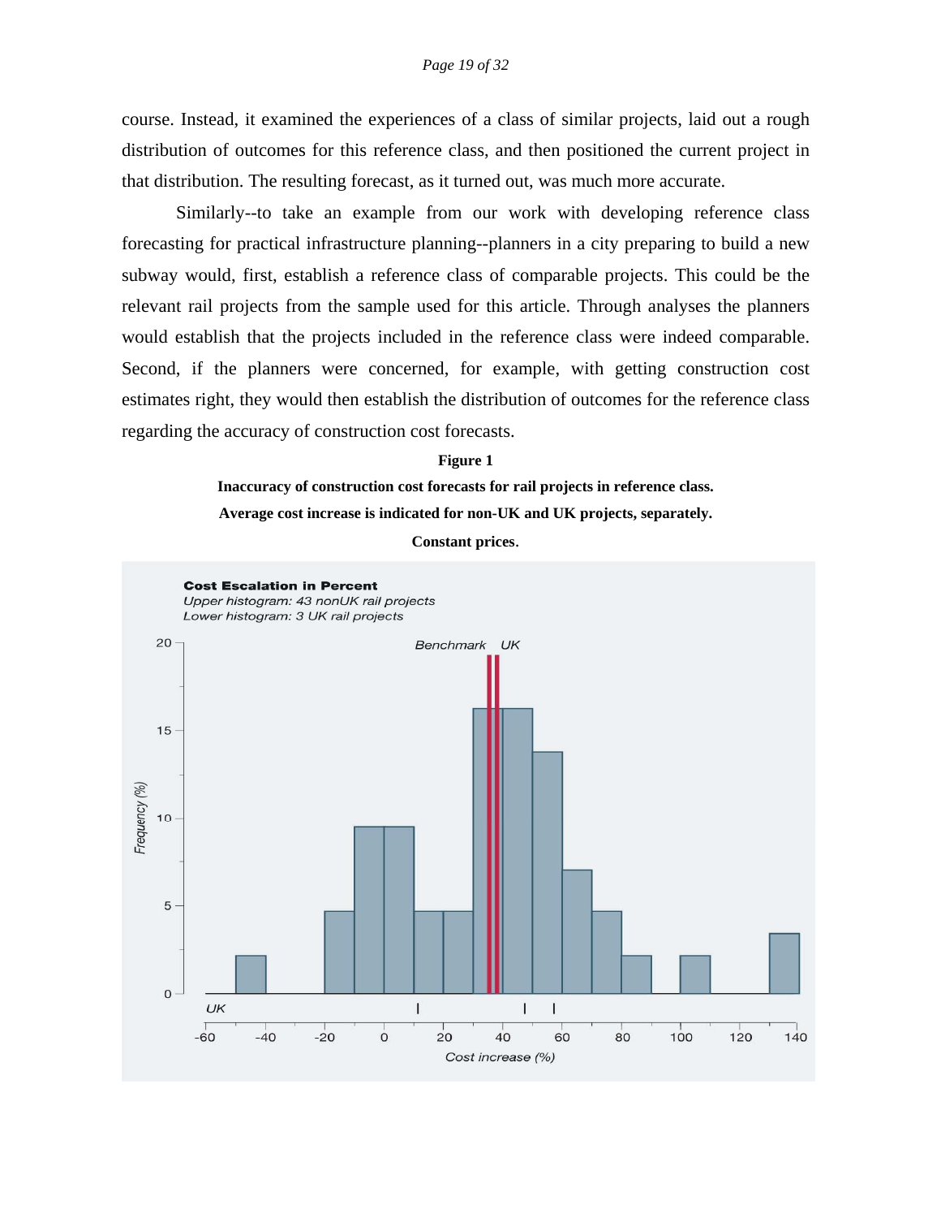course. Instead, it examined the experiences of a class of similar projects, laid out a rough distribution of outcomes for this reference class, and then positioned the current project in that distribution. The resulting forecast, as it turned out, was much more accurate.

Similarly--to take an example from our work with developing reference class forecasting for practical infrastructure planning--planners in a city preparing to build a new subway would, first, establish a reference class of comparable projects. This could be the relevant rail projects from the sample used for this article. Through analyses the planners would establish that the projects included in the reference class were indeed comparable. Second, if the planners were concerned, for example, with getting construction cost estimates right, they would then establish the distribution of outcomes for the reference class regarding the accuracy of construction cost forecasts.

**Figure 1**

**Inaccuracy of construction cost forecasts for rail projects in reference class.**

**Average cost increase is indicated for non-UK and UK projects, separately.**

**Constant prices.**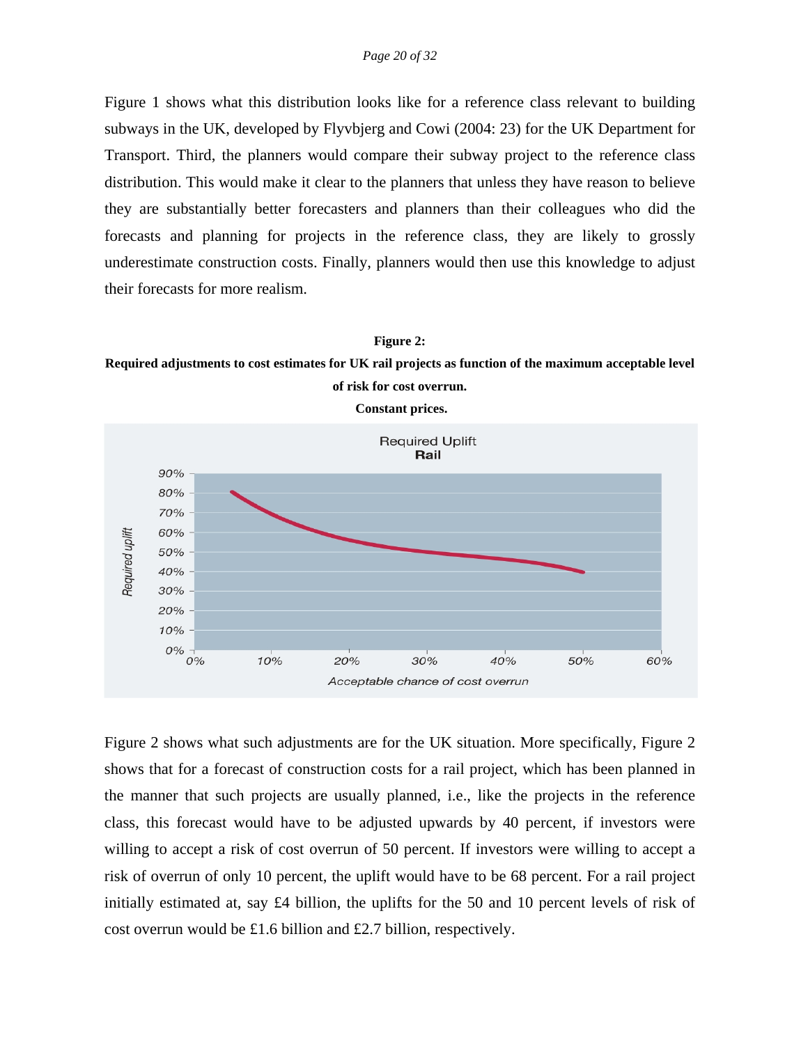Figure 1 shows what this distribution looks like for a reference class relevant to building subways in the UK, developed by Flyvbjerg and Cowi (2004: 23) for the UK Department for Transport. Third, the planners would compare their subway project to the reference class distribution. This would make it clear to the planners that unless they have reason to believe they are substantially better forecasters and planners than their colleagues who did the forecasts and planning for projects in the reference class, they are likely to grossly underestimate construction costs. Finally, planners would then use this knowledge to adjust their forecasts for more realism.

**Figure 2:**
**Required adjustments to cost estimates for UK rail projects as function of the maximum acceptable level of risk for cost overrun.**
**Constant prices.**

Figure 2 shows what such adjustments are for the UK situation. More specifically, Figure 2 shows that for a forecast of construction costs for a rail project, which has been planned in the manner that such projects are usually planned, i.e., like the projects in the reference class, this forecast would have to be adjusted upwards by 40 percent, if investors were willing to accept a risk of cost overrun of 50 percent. If investors were willing to accept a risk of overrun of only 10 percent, the uplift would have to be 68 percent. For a rail project initially estimated at, say £4 billion, the uplifts for the 50 and 10 percent levels of risk of cost overrun would be £1.6 billion and £2.7 billion, respectively.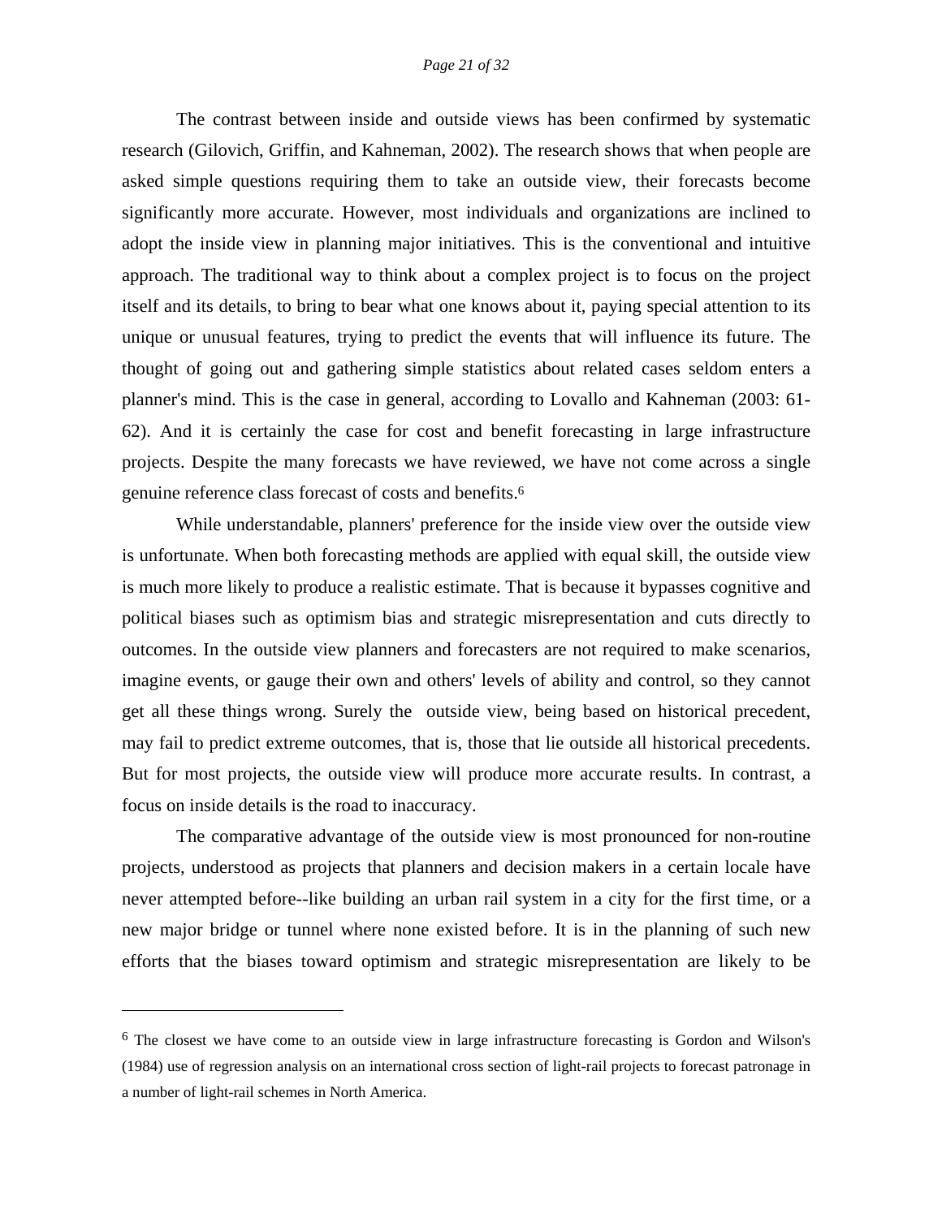The contrast between inside and outside views has been confirmed by systematic research (Gilovich, Griffin, and Kahneman, 2002). The research shows that when people are asked simple questions requiring them to take an outside view, their forecasts become significantly more accurate. However, most individuals and organizations are inclined to adopt the inside view in planning major initiatives. This is the conventional and intuitive approach. The traditional way to think about a complex project is to focus on the project itself and its details, to bring to bear what one knows about it, paying special attention to its unique or unusual features, trying to predict the events that will influence its future. The thought of going out and gathering simple statistics about related cases seldom enters a planner's mind. This is the case in general, according to Lovallo and Kahneman (2003: 61-62). And it is certainly the case for cost and benefit forecasting in large infrastructure projects. Despite the many forecasts we have reviewed, we have not come across a single genuine reference class forecast of costs and benefits.[6]

While understandable, planners' preference for the inside view over the outside view is unfortunate. When both forecasting methods are applied with equal skill, the outside view is much more likely to produce a realistic estimate. That is because it bypasses cognitive and political biases such as optimism bias and strategic misrepresentation and cuts directly to outcomes. In the outside view planners and forecasters are not required to make scenarios, imagine events, or gauge their own and others' levels of ability and control, so they cannot get all these things wrong. Surely the outside view, being based on historical precedent, may fail to predict extreme outcomes, that is, those that lie outside all historical precedents. But for most projects, the outside view will produce more accurate results. In contrast, a focus on inside details is the road to inaccuracy.

The comparative advantage of the outside view is most pronounced for non-routine projects, understood as projects that planners and decision makers in a certain locale have never attempted before--like building an urban rail system in a city for the first time, or a new major bridge or tunnel where none existed before. It is in the planning of such new efforts that the biases toward optimism and strategic misrepresentation are likely to be

[6] The closest we have come to an outside view in large infrastructure forecasting is Gordon and Wilson's (1984) use of regression analysis on an international cross section of light-rail projects to forecast patronage in a number of light-rail schemes in North America.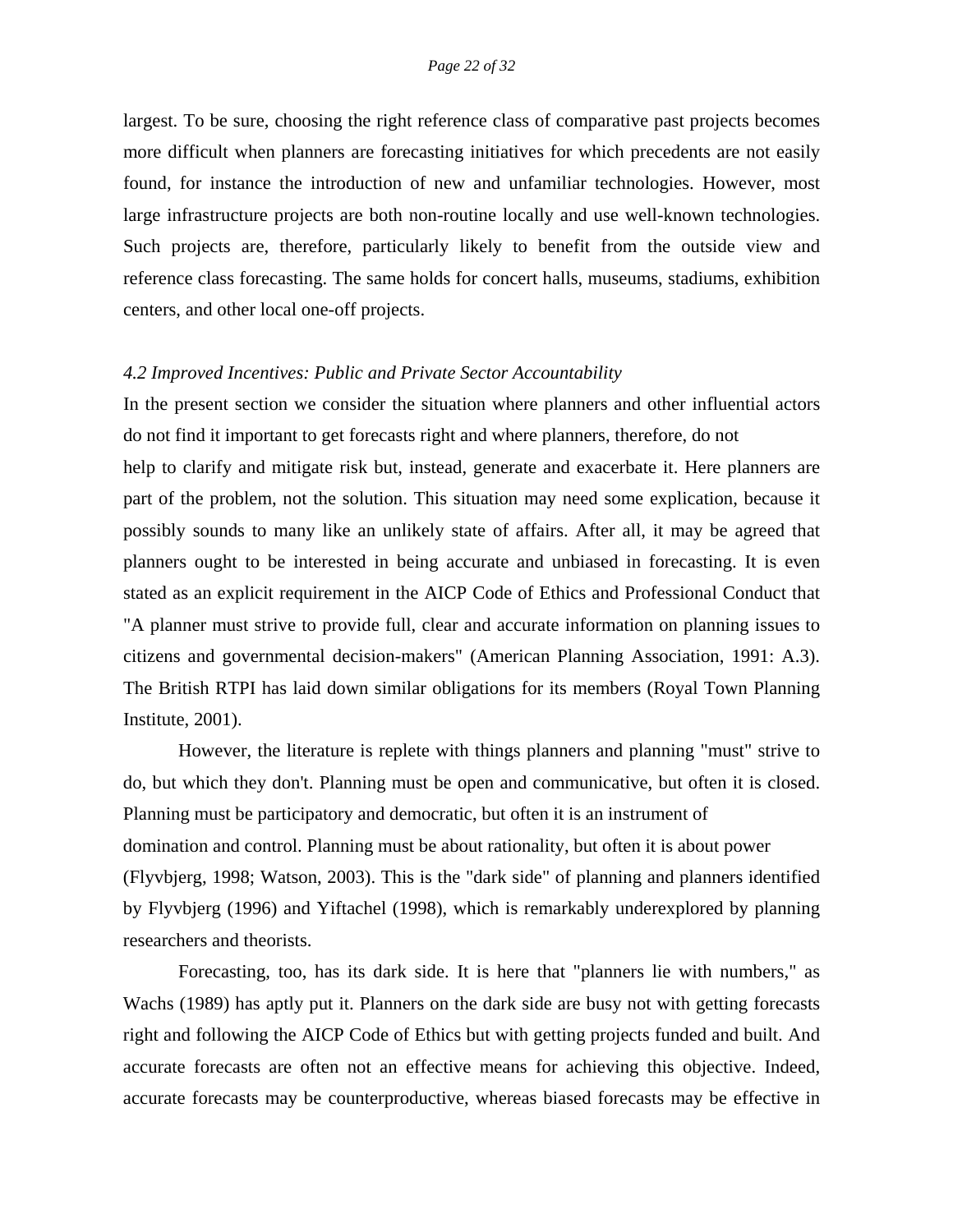largest. To be sure, choosing the right reference class of comparative past projects becomes more difficult when planners are forecasting initiatives for which precedents are not easily found, for instance the introduction of new and unfamiliar technologies. However, most large infrastructure projects are both non-routine locally and use well-known technologies. Such projects are, therefore, particularly likely to benefit from the outside view and reference class forecasting. The same holds for concert halls, museums, stadiums, exhibition centers, and other local one-off projects.

### *4.2 Improved Incentives: Public and Private Sector Accountability*

In the present section we consider the situation where planners and other influential actors do not find it important to get forecasts right and where planners, therefore, do not help to clarify and mitigate risk but, instead, generate and exacerbate it. Here planners are part of the problem, not the solution. This situation may need some explication, because it possibly sounds to many like an unlikely state of affairs. After all, it may be agreed that planners ought to be interested in being accurate and unbiased in forecasting. It is even stated as an explicit requirement in the AICP Code of Ethics and Professional Conduct that "A planner must strive to provide full, clear and accurate information on planning issues to citizens and governmental decision-makers" (American Planning Association, 1991: A.3). The British RTPI has laid down similar obligations for its members (Royal Town Planning Institute, 2001).

However, the literature is replete with things planners and planning "must" strive to do, but which they don't. Planning must be open and communicative, but often it is closed. Planning must be participatory and democratic, but often it is an instrument of domination and control. Planning must be about rationality, but often it is about power (Flyvbjerg, 1998; Watson, 2003). This is the "dark side" of planning and planners identified by Flyvbjerg (1996) and Yiftachel (1998), which is remarkably underexplored by planning researchers and theorists.

Forecasting, too, has its dark side. It is here that "planners lie with numbers," as Wachs (1989) has aptly put it. Planners on the dark side are busy not with getting forecasts right and following the AICP Code of Ethics but with getting projects funded and built. And accurate forecasts are often not an effective means for achieving this objective. Indeed, accurate forecasts may be counterproductive, whereas biased forecasts may be effective in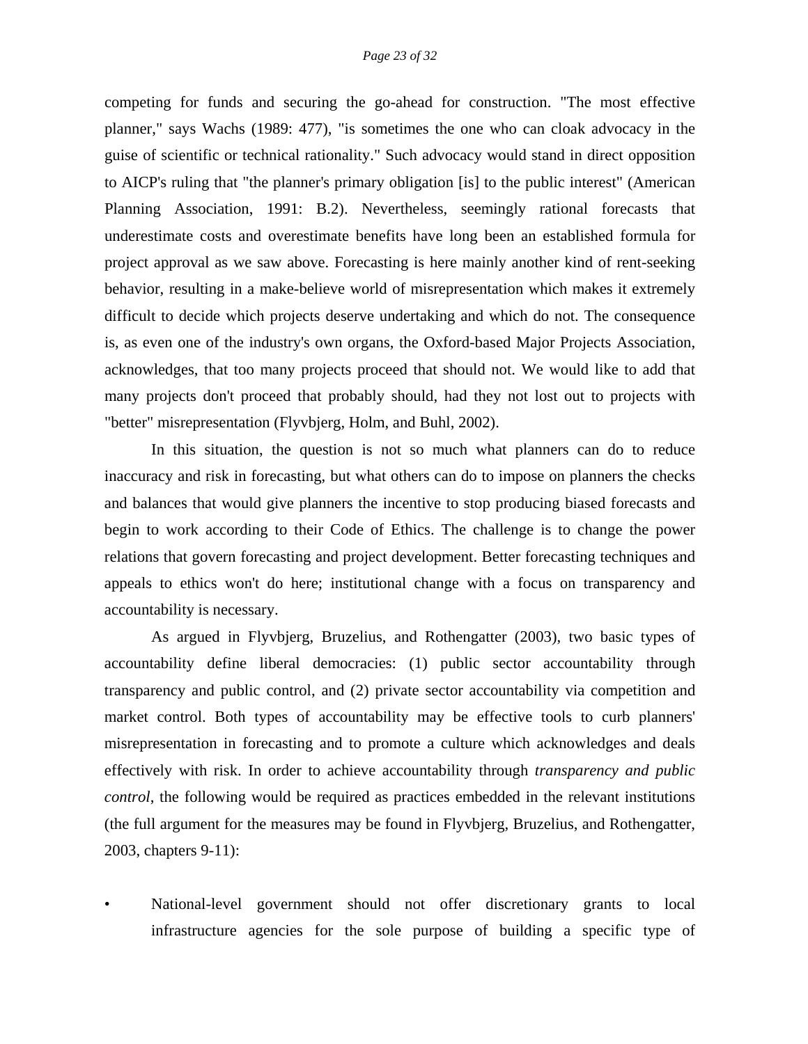competing for funds and securing the go-ahead for construction. "The most effective planner," says Wachs (1989: 477), "is sometimes the one who can cloak advocacy in the guise of scientific or technical rationality." Such advocacy would stand in direct opposition to AICP's ruling that "the planner's primary obligation [is] to the public interest" (American Planning Association, 1991: B.2). Nevertheless, seemingly rational forecasts that underestimate costs and overestimate benefits have long been an established formula for project approval as we saw above. Forecasting is here mainly another kind of rent-seeking behavior, resulting in a make-believe world of misrepresentation which makes it extremely difficult to decide which projects deserve undertaking and which do not. The consequence is, as even one of the industry's own organs, the Oxford-based Major Projects Association, acknowledges, that too many projects proceed that should not. We would like to add that many projects don't proceed that probably should, had they not lost out to projects with "better" misrepresentation (Flyvbjerg, Holm, and Buhl, 2002).

In this situation, the question is not so much what planners can do to reduce inaccuracy and risk in forecasting, but what others can do to impose on planners the checks and balances that would give planners the incentive to stop producing biased forecasts and begin to work according to their Code of Ethics. The challenge is to change the power relations that govern forecasting and project development. Better forecasting techniques and appeals to ethics won't do here; institutional change with a focus on transparency and accountability is necessary.

As argued in Flyvbjerg, Bruzelius, and Rothengatter (2003), two basic types of accountability define liberal democracies: (1) public sector accountability through transparency and public control, and (2) private sector accountability via competition and market control. Both types of accountability may be effective tools to curb planners' misrepresentation in forecasting and to promote a culture which acknowledges and deals effectively with risk. In order to achieve accountability through *transparency and public control*, the following would be required as practices embedded in the relevant institutions (the full argument for the measures may be found in Flyvbjerg, Bruzelius, and Rothengatter, 2003, chapters 9-11):

- National-level government should not offer discretionary grants to local infrastructure agencies for the sole purpose of building a specific type of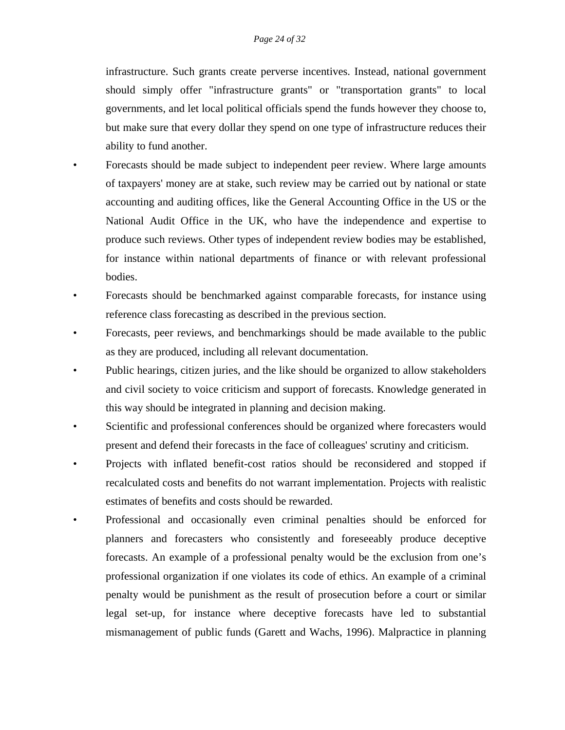infrastructure. Such grants create perverse incentives. Instead, national government should simply offer "infrastructure grants" or "transportation grants" to local governments, and let local political officials spend the funds however they choose to, but make sure that every dollar they spend on one type of infrastructure reduces their ability to fund another.

- Forecasts should be made subject to independent peer review. Where large amounts of taxpayers' money are at stake, such review may be carried out by national or state accounting and auditing offices, like the General Accounting Office in the US or the National Audit Office in the UK, who have the independence and expertise to produce such reviews. Other types of independent review bodies may be established, for instance within national departments of finance or with relevant professional bodies.
- Forecasts should be benchmarked against comparable forecasts, for instance using reference class forecasting as described in the previous section.
- Forecasts, peer reviews, and benchmarkings should be made available to the public as they are produced, including all relevant documentation.
- Public hearings, citizen juries, and the like should be organized to allow stakeholders and civil society to voice criticism and support of forecasts. Knowledge generated in this way should be integrated in planning and decision making.
- Scientific and professional conferences should be organized where forecasters would present and defend their forecasts in the face of colleagues' scrutiny and criticism.
- Projects with inflated benefit-cost ratios should be reconsidered and stopped if recalculated costs and benefits do not warrant implementation. Projects with realistic estimates of benefits and costs should be rewarded.
- Professional and occasionally even criminal penalties should be enforced for planners and forecasters who consistently and foreseeably produce deceptive forecasts. An example of a professional penalty would be the exclusion from one's professional organization if one violates its code of ethics. An example of a criminal penalty would be punishment as the result of prosecution before a court or similar legal set-up, for instance where deceptive forecasts have led to substantial mismanagement of public funds (Garett and Wachs, 1996). Malpractice in planning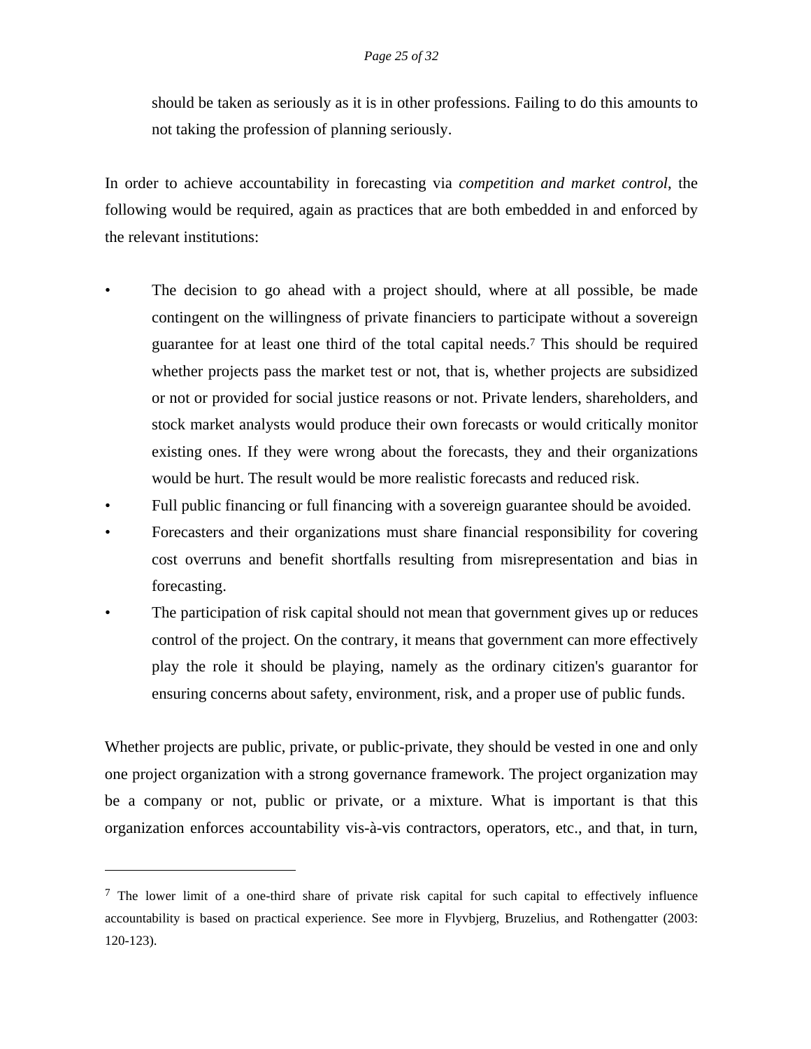should be taken as seriously as it is in other professions. Failing to do this amounts to not taking the profession of planning seriously.

In order to achieve accountability in forecasting via *competition and market control*, the following would be required, again as practices that are both embedded in and enforced by the relevant institutions:

- The decision to go ahead with a project should, where at all possible, be made contingent on the willingness of private financiers to participate without a sovereign guarantee for at least one third of the total capital needs.[7] This should be required whether projects pass the market test or not, that is, whether projects are subsidized or not or provided for social justice reasons or not. Private lenders, shareholders, and stock market analysts would produce their own forecasts or would critically monitor existing ones. If they were wrong about the forecasts, they and their organizations would be hurt. The result would be more realistic forecasts and reduced risk.
- Full public financing or full financing with a sovereign guarantee should be avoided.
- Forecasters and their organizations must share financial responsibility for covering cost overruns and benefit shortfalls resulting from misrepresentation and bias in forecasting.
- The participation of risk capital should not mean that government gives up or reduces control of the project. On the contrary, it means that government can more effectively play the role it should be playing, namely as the ordinary citizen's guarantor for ensuring concerns about safety, environment, risk, and a proper use of public funds.

Whether projects are public, private, or public-private, they should be vested in one and only one project organization with a strong governance framework. The project organization may be a company or not, public or private, or a mixture. What is important is that this organization enforces accountability vis-à-vis contractors, operators, etc., and that, in turn,

---

[7] The lower limit of a one-third share of private risk capital for such capital to effectively influence accountability is based on practical experience. See more in Flyvbjerg, Bruzelius, and Rothengatter (2003: 120-123).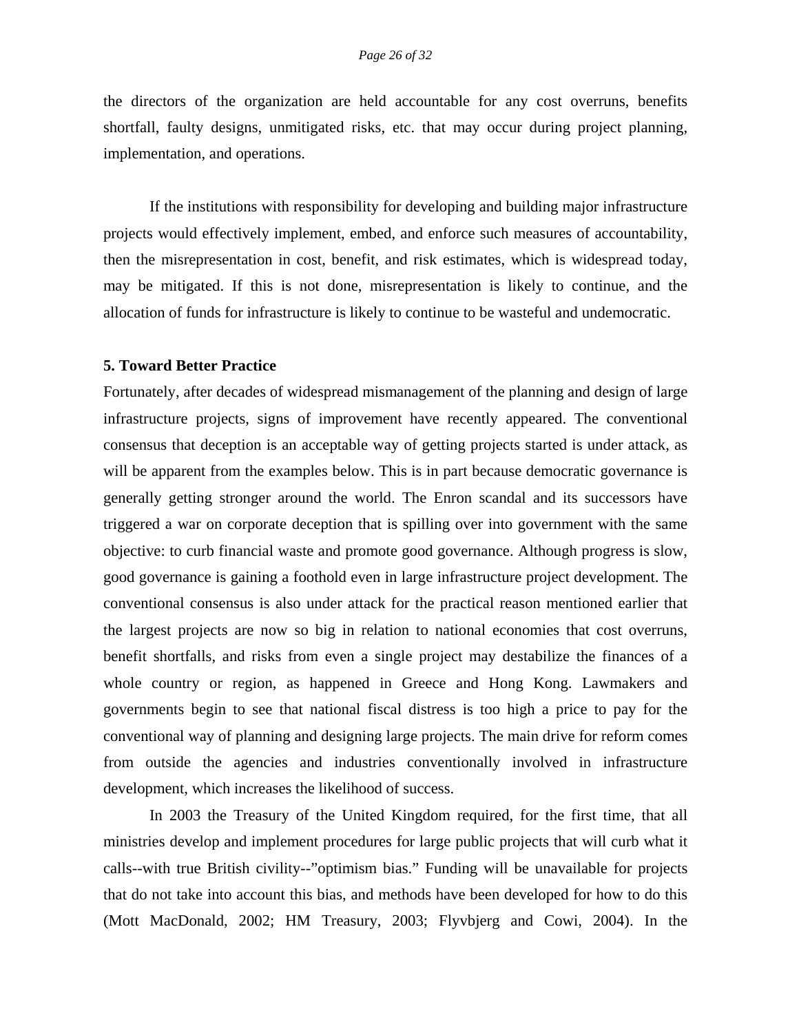the directors of the organization are held accountable for any cost overruns, benefits shortfall, faulty designs, unmitigated risks, etc. that may occur during project planning, implementation, and operations.

If the institutions with responsibility for developing and building major infrastructure projects would effectively implement, embed, and enforce such measures of accountability, then the misrepresentation in cost, benefit, and risk estimates, which is widespread today, may be mitigated. If this is not done, misrepresentation is likely to continue, and the allocation of funds for infrastructure is likely to continue to be wasteful and undemocratic.

## 5. Toward Better Practice

Fortunately, after decades of widespread mismanagement of the planning and design of large infrastructure projects, signs of improvement have recently appeared. The conventional consensus that deception is an acceptable way of getting projects started is under attack, as will be apparent from the examples below. This is in part because democratic governance is generally getting stronger around the world. The Enron scandal and its successors have triggered a war on corporate deception that is spilling over into government with the same objective: to curb financial waste and promote good governance. Although progress is slow, good governance is gaining a foothold even in large infrastructure project development. The conventional consensus is also under attack for the practical reason mentioned earlier that the largest projects are now so big in relation to national economies that cost overruns, benefit shortfalls, and risks from even a single project may destabilize the finances of a whole country or region, as happened in Greece and Hong Kong. Lawmakers and governments begin to see that national fiscal distress is too high a price to pay for the conventional way of planning and designing large projects. The main drive for reform comes from outside the agencies and industries conventionally involved in infrastructure development, which increases the likelihood of success.

In 2003 the Treasury of the United Kingdom required, for the first time, that all ministries develop and implement procedures for large public projects that will curb what it calls--with true British civility--"optimism bias." Funding will be unavailable for projects that do not take into account this bias, and methods have been developed for how to do this (Mott MacDonald, 2002; HM Treasury, 2003; Flyvbjerg and Cowi, 2004). In the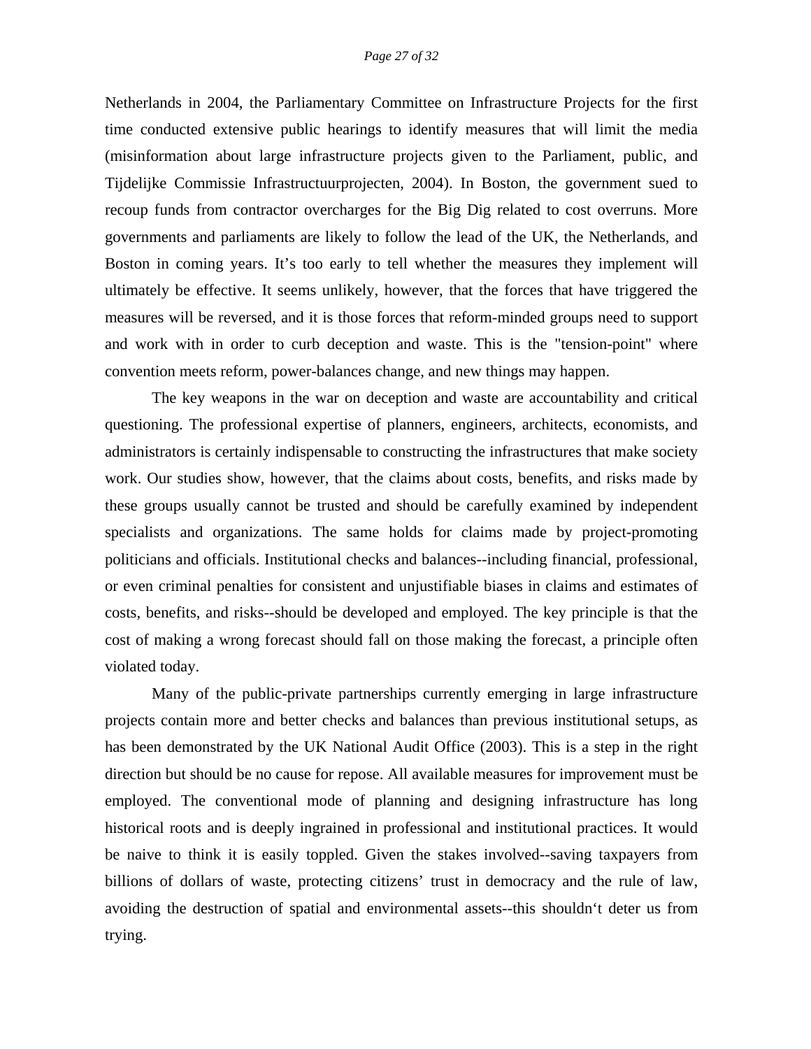Netherlands in 2004, the Parliamentary Committee on Infrastructure Projects for the first time conducted extensive public hearings to identify measures that will limit the media (misinformation about large infrastructure projects given to the Parliament, public, and Tijdelijke Commissie Infrastructuurprojecten, 2004). In Boston, the government sued to recoup funds from contractor overcharges for the Big Dig related to cost overruns. More governments and parliaments are likely to follow the lead of the UK, the Netherlands, and Boston in coming years. It's too early to tell whether the measures they implement will ultimately be effective. It seems unlikely, however, that the forces that have triggered the measures will be reversed, and it is those forces that reform-minded groups need to support and work with in order to curb deception and waste. This is the "tension-point" where convention meets reform, power-balances change, and new things may happen.

The key weapons in the war on deception and waste are accountability and critical questioning. The professional expertise of planners, engineers, architects, economists, and administrators is certainly indispensable to constructing the infrastructures that make society work. Our studies show, however, that the claims about costs, benefits, and risks made by these groups usually cannot be trusted and should be carefully examined by independent specialists and organizations. The same holds for claims made by project-promoting politicians and officials. Institutional checks and balances--including financial, professional, or even criminal penalties for consistent and unjustifiable biases in claims and estimates of costs, benefits, and risks--should be developed and employed. The key principle is that the cost of making a wrong forecast should fall on those making the forecast, a principle often violated today.

Many of the public-private partnerships currently emerging in large infrastructure projects contain more and better checks and balances than previous institutional setups, as has been demonstrated by the UK National Audit Office (2003). This is a step in the right direction but should be no cause for repose. All available measures for improvement must be employed. The conventional mode of planning and designing infrastructure has long historical roots and is deeply ingrained in professional and institutional practices. It would be naive to think it is easily toppled. Given the stakes involved--saving taxpayers from billions of dollars of waste, protecting citizens' trust in democracy and the rule of law, avoiding the destruction of spatial and environmental assets--this shouldn't deter us from trying.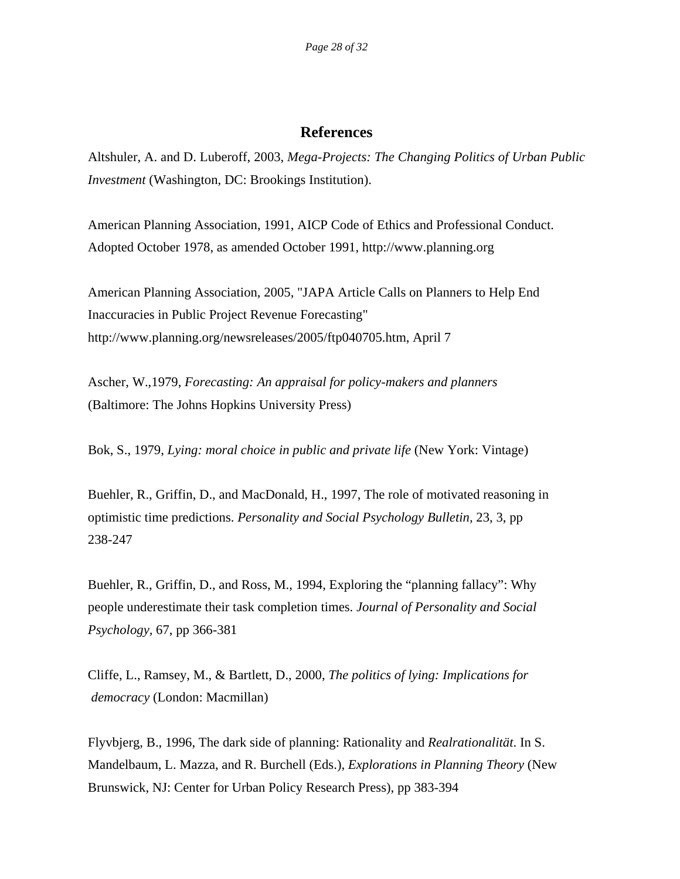## References

Altshuler, A. and D. Luberoff, 2003, *Mega-Projects: The Changing Politics of Urban Public Investment* (Washington, DC: Brookings Institution).

American Planning Association, 1991, AICP Code of Ethics and Professional Conduct. Adopted October 1978, as amended October 1991, http://www.planning.org

American Planning Association, 2005, "JAPA Article Calls on Planners to Help End Inaccuracies in Public Project Revenue Forecasting" http://www.planning.org/newsreleases/2005/ftp040705.htm, April 7

Ascher, W.,1979, *Forecasting: An appraisal for policy-makers and planners* (Baltimore: The Johns Hopkins University Press)

Bok, S., 1979, *Lying: moral choice in public and private life* (New York: Vintage)

Buehler, R., Griffin, D., and MacDonald, H., 1997, The role of motivated reasoning in optimistic time predictions. *Personality and Social Psychology Bulletin,* 23, 3, pp 238-247

Buehler, R., Griffin, D., and Ross, M., 1994, Exploring the "planning fallacy": Why people underestimate their task completion times. *Journal of Personality and Social Psychology,* 67, pp 366-381

Cliffe, L., Ramsey, M., & Bartlett, D., 2000, *The politics of lying: Implications for democracy* (London: Macmillan)

Flyvbjerg, B., 1996, The dark side of planning: Rationality and *Realrationalität*. In S. Mandelbaum, L. Mazza, and R. Burchell (Eds.), *Explorations in Planning Theory* (New Brunswick, NJ: Center for Urban Policy Research Press), pp 383-394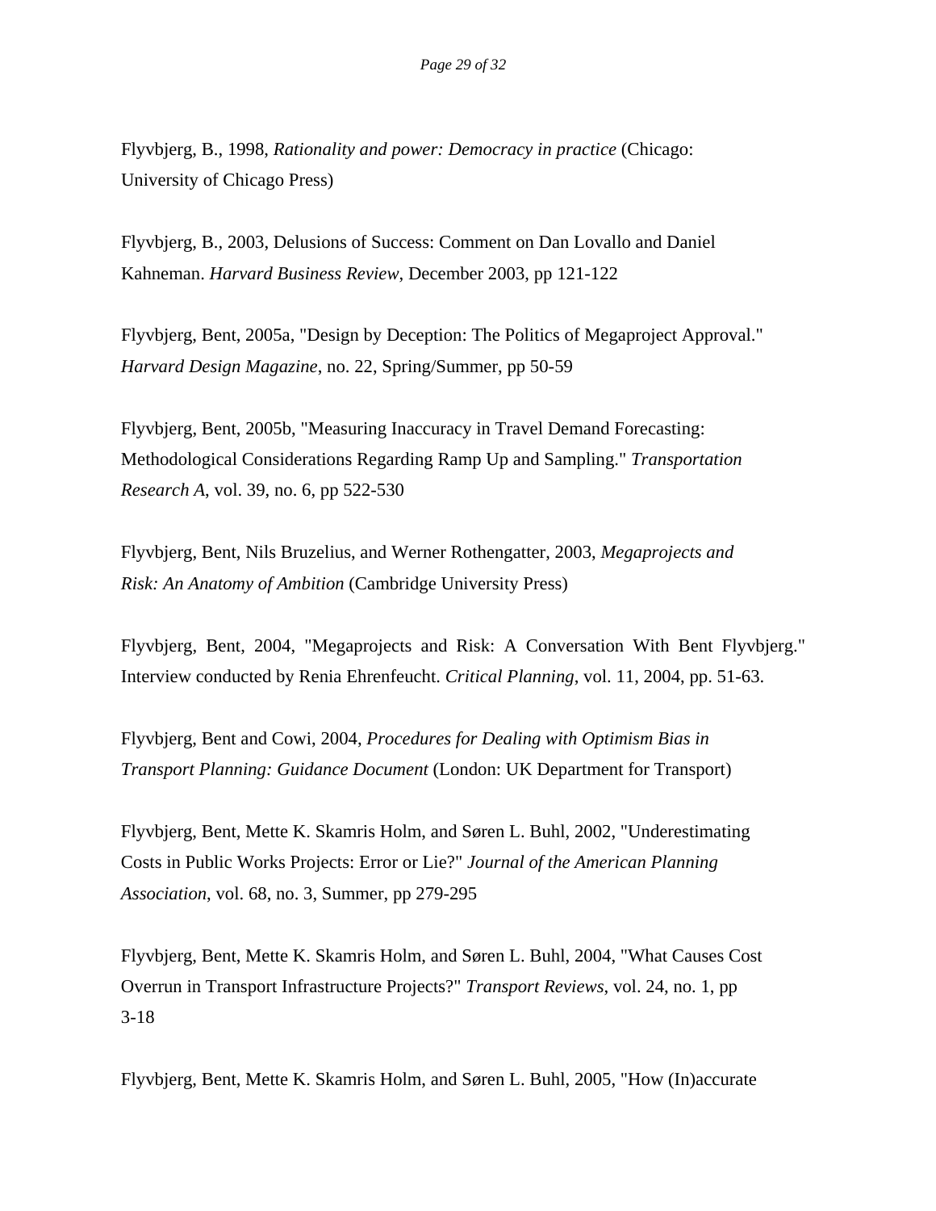Flyvbjerg, B., 1998, *Rationality and power: Democracy in practice* (Chicago: University of Chicago Press)

Flyvbjerg, B., 2003, Delusions of Success: Comment on Dan Lovallo and Daniel Kahneman. *Harvard Business Review*, December 2003, pp 121-122

Flyvbjerg, Bent, 2005a, "Design by Deception: The Politics of Megaproject Approval." *Harvard Design Magazine*, no. 22, Spring/Summer, pp 50-59

Flyvbjerg, Bent, 2005b, "Measuring Inaccuracy in Travel Demand Forecasting: Methodological Considerations Regarding Ramp Up and Sampling." *Transportation Research A*, vol. 39, no. 6, pp 522-530

Flyvbjerg, Bent, Nils Bruzelius, and Werner Rothengatter, 2003, *Megaprojects and Risk: An Anatomy of Ambition* (Cambridge University Press)

Flyvbjerg, Bent, 2004, "Megaprojects and Risk: A Conversation With Bent Flyvbjerg." Interview conducted by Renia Ehrenfeucht. *Critical Planning*, vol. 11, 2004, pp. 51-63.

Flyvbjerg, Bent and Cowi, 2004, *Procedures for Dealing with Optimism Bias in Transport Planning: Guidance Document* (London: UK Department for Transport)

Flyvbjerg, Bent, Mette K. Skamris Holm, and Søren L. Buhl, 2002, "Underestimating Costs in Public Works Projects: Error or Lie?" *Journal of the American Planning Association*, vol. 68, no. 3, Summer, pp 279-295

Flyvbjerg, Bent, Mette K. Skamris Holm, and Søren L. Buhl, 2004, "What Causes Cost Overrun in Transport Infrastructure Projects?" *Transport Reviews*, vol. 24, no. 1, pp 3-18

Flyvbjerg, Bent, Mette K. Skamris Holm, and Søren L. Buhl, 2005, "How (In)accurate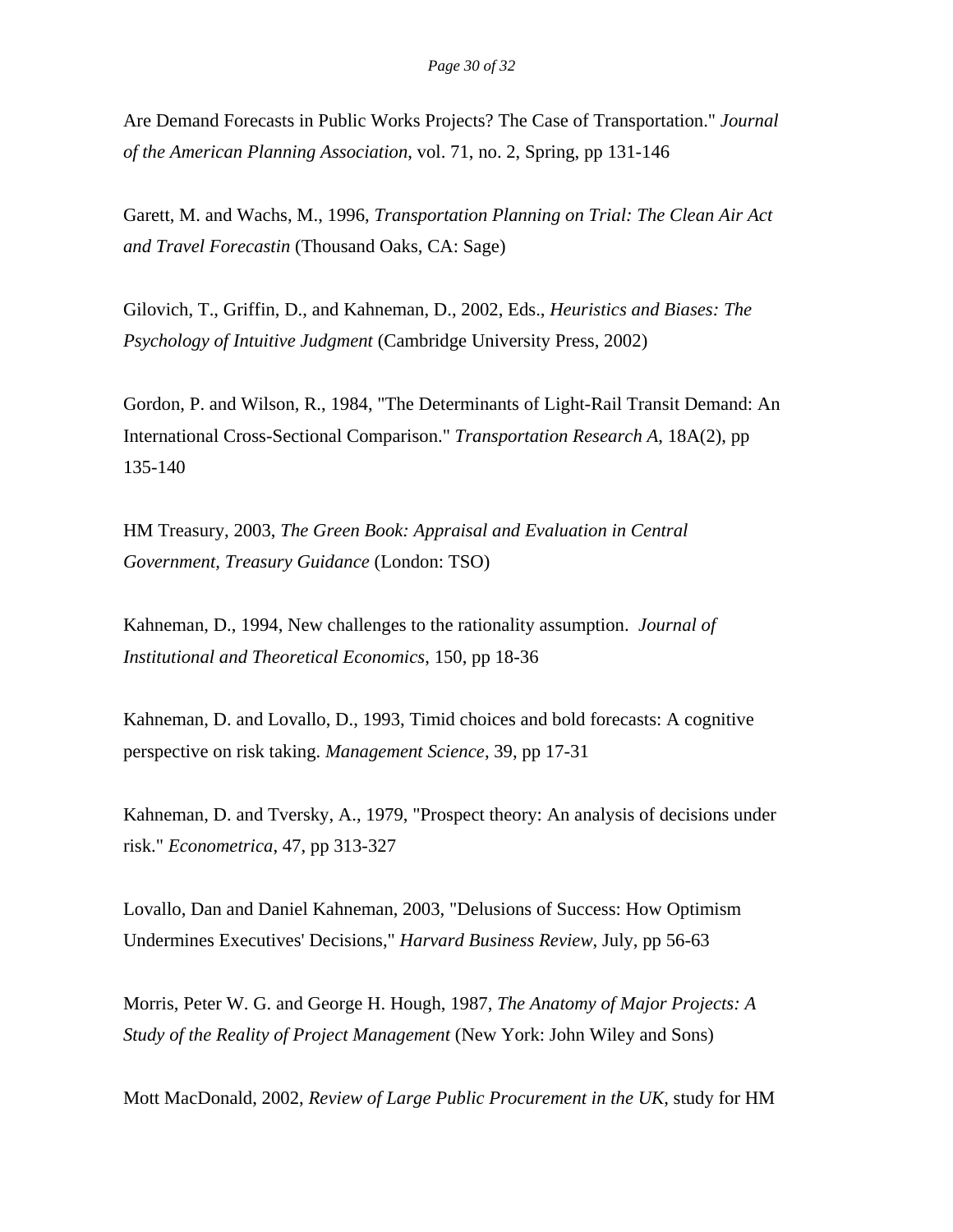Are Demand Forecasts in Public Works Projects? The Case of Transportation." *Journal of the American Planning Association*, vol. 71, no. 2, Spring, pp 131-146

Garett, M. and Wachs, M., 1996, *Transportation Planning on Trial: The Clean Air Act and Travel Forecastin* (Thousand Oaks, CA: Sage)

Gilovich, T., Griffin, D., and Kahneman, D., 2002, Eds., *Heuristics and Biases: The Psychology of Intuitive Judgment* (Cambridge University Press, 2002)

Gordon, P. and Wilson, R., 1984, "The Determinants of Light-Rail Transit Demand: An International Cross-Sectional Comparison." *Transportation Research A*, 18A(2), pp 135-140

HM Treasury, 2003, *The Green Book: Appraisal and Evaluation in Central Government, Treasury Guidance* (London: TSO)

Kahneman, D., 1994, New challenges to the rationality assumption. *Journal of Institutional and Theoretical Economics*, 150, pp 18-36

Kahneman, D. and Lovallo, D., 1993, Timid choices and bold forecasts: A cognitive perspective on risk taking. *Management Science*, 39, pp 17-31

Kahneman, D. and Tversky, A., 1979, "Prospect theory: An analysis of decisions under risk." *Econometrica*, 47, pp 313-327

Lovallo, Dan and Daniel Kahneman, 2003, "Delusions of Success: How Optimism Undermines Executives' Decisions," *Harvard Business Review*, July, pp 56-63

Morris, Peter W. G. and George H. Hough, 1987, *The Anatomy of Major Projects: A Study of the Reality of Project Management* (New York: John Wiley and Sons)

Mott MacDonald, 2002, *Review of Large Public Procurement in the UK*, study for HM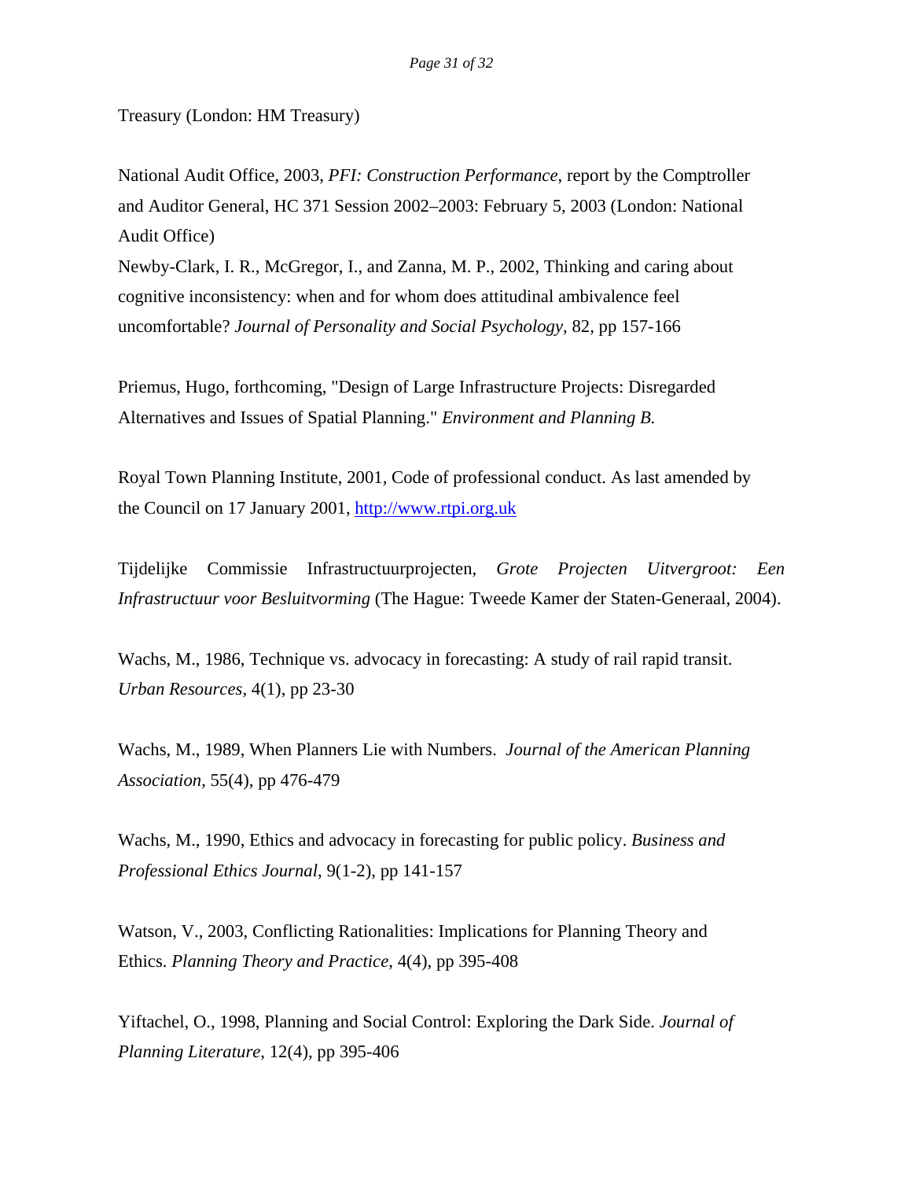Treasury (London: HM Treasury)

National Audit Office, 2003, *PFI: Construction Performance*, report by the Comptroller and Auditor General, HC 371 Session 2002–2003: February 5, 2003 (London: National Audit Office)

Newby-Clark, I. R., McGregor, I., and Zanna, M. P., 2002, Thinking and caring about cognitive inconsistency: when and for whom does attitudinal ambivalence feel uncomfortable? *Journal of Personality and Social Psychology,* 82, pp 157-166

Priemus, Hugo, forthcoming, "Design of Large Infrastructure Projects: Disregarded Alternatives and Issues of Spatial Planning." *Environment and Planning B.*

Royal Town Planning Institute, 2001, Code of professional conduct. As last amended by the Council on 17 January 2001, http://www.rtpi.org.uk

Tijdelijke Commissie Infrastructuurprojecten, *Grote Projecten Uitvergroot: Een Infrastructuur voor Besluitvorming* (The Hague: Tweede Kamer der Staten-Generaal, 2004).

Wachs, M., 1986, Technique vs. advocacy in forecasting: A study of rail rapid transit. *Urban Resources*, 4(1), pp 23-30

Wachs, M., 1989, When Planners Lie with Numbers. *Journal of the American Planning Association*, 55(4), pp 476-479

Wachs, M., 1990, Ethics and advocacy in forecasting for public policy. *Business and Professional Ethics Journal*, 9(1-2), pp 141-157

Watson, V., 2003, Conflicting Rationalities: Implications for Planning Theory and Ethics. *Planning Theory and Practice*, 4(4), pp 395-408

Yiftachel, O., 1998, Planning and Social Control: Exploring the Dark Side. *Journal of Planning Literature*, 12(4), pp 395-406